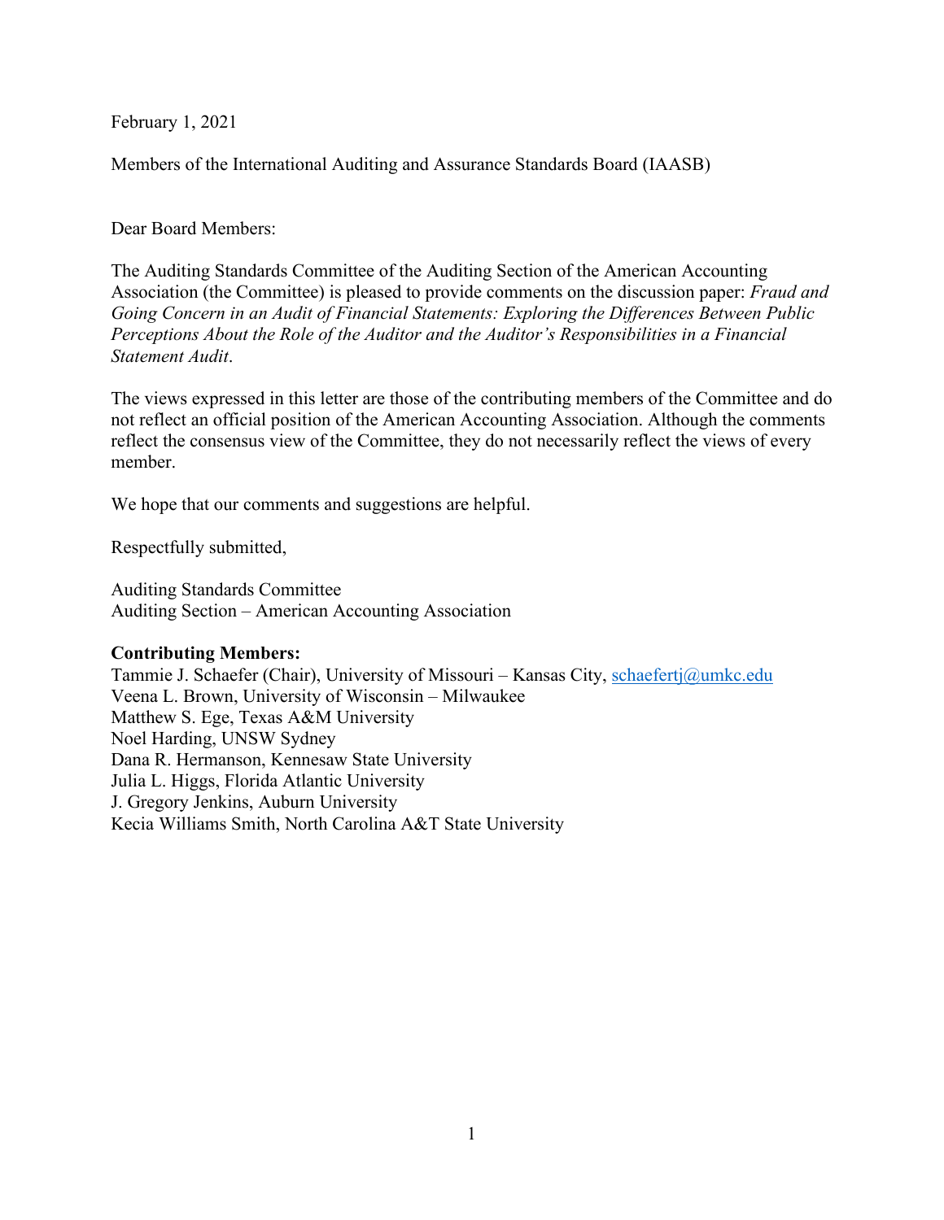February 1, 2021

Members of the International Auditing and Assurance Standards Board (IAASB)

Dear Board Members:

The Auditing Standards Committee of the Auditing Section of the American Accounting Association (the Committee) is pleased to provide comments on the discussion paper: *Fraud and Going Concern in an Audit of Financial Statements: Exploring the Differences Between Public Perceptions About the Role of the Auditor and the Auditor's Responsibilities in a Financial Statement Audit*.

The views expressed in this letter are those of the contributing members of the Committee and do not reflect an official position of the American Accounting Association. Although the comments reflect the consensus view of the Committee, they do not necessarily reflect the views of every member.

We hope that our comments and suggestions are helpful.

Respectfully submitted,

Auditing Standards Committee
Auditing Section – American Accounting Association

**Contributing Members:**
Tammie J. Schaefer (Chair), University of Missouri – Kansas City, schaefertj@umkc.edu
Veena L. Brown, University of Wisconsin – Milwaukee
Matthew S. Ege, Texas A&M University
Noel Harding, UNSW Sydney
Dana R. Hermanson, Kennesaw State University
Julia L. Higgs, Florida Atlantic University
J. Gregory Jenkins, Auburn University
Kecia Williams Smith, North Carolina A&T State University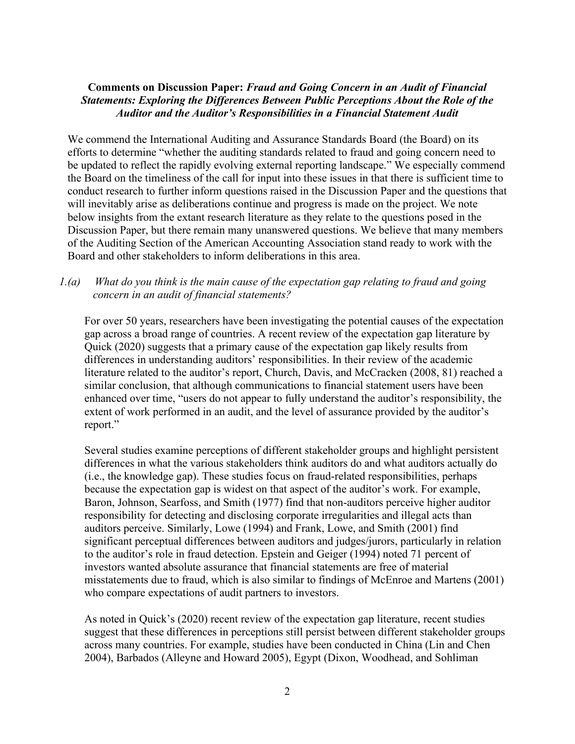**Comments on Discussion Paper:** ***Fraud and Going Concern in an Audit of Financial Statements: Exploring the Differences Between Public Perceptions About the Role of the Auditor and the Auditor's Responsibilities in a Financial Statement Audit***

We commend the International Auditing and Assurance Standards Board (the Board) on its efforts to determine "whether the auditing standards related to fraud and going concern need to be updated to reflect the rapidly evolving external reporting landscape." We especially commend the Board on the timeliness of the call for input into these issues in that there is sufficient time to conduct research to further inform questions raised in the Discussion Paper and the questions that will inevitably arise as deliberations continue and progress is made on the project. We note below insights from the extant research literature as they relate to the questions posed in the Discussion Paper, but there remain many unanswered questions. We believe that many members of the Auditing Section of the American Accounting Association stand ready to work with the Board and other stakeholders to inform deliberations in this area.

*1.(a) What do you think is the main cause of the expectation gap relating to fraud and going concern in an audit of financial statements?*

For over 50 years, researchers have been investigating the potential causes of the expectation gap across a broad range of countries. A recent review of the expectation gap literature by Quick (2020) suggests that a primary cause of the expectation gap likely results from differences in understanding auditors' responsibilities. In their review of the academic literature related to the auditor's report, Church, Davis, and McCracken (2008, 81) reached a similar conclusion, that although communications to financial statement users have been enhanced over time, "users do not appear to fully understand the auditor's responsibility, the extent of work performed in an audit, and the level of assurance provided by the auditor's report."

Several studies examine perceptions of different stakeholder groups and highlight persistent differences in what the various stakeholders think auditors do and what auditors actually do (i.e., the knowledge gap). These studies focus on fraud-related responsibilities, perhaps because the expectation gap is widest on that aspect of the auditor's work. For example, Baron, Johnson, Searfoss, and Smith (1977) find that non-auditors perceive higher auditor responsibility for detecting and disclosing corporate irregularities and illegal acts than auditors perceive. Similarly, Lowe (1994) and Frank, Lowe, and Smith (2001) find significant perceptual differences between auditors and judges/jurors, particularly in relation to the auditor's role in fraud detection. Epstein and Geiger (1994) noted 71 percent of investors wanted absolute assurance that financial statements are free of material misstatements due to fraud, which is also similar to findings of McEnroe and Martens (2001) who compare expectations of audit partners to investors.

As noted in Quick's (2020) recent review of the expectation gap literature, recent studies suggest that these differences in perceptions still persist between different stakeholder groups across many countries. For example, studies have been conducted in China (Lin and Chen 2004), Barbados (Alleyne and Howard 2005), Egypt (Dixon, Woodhead, and Sohliman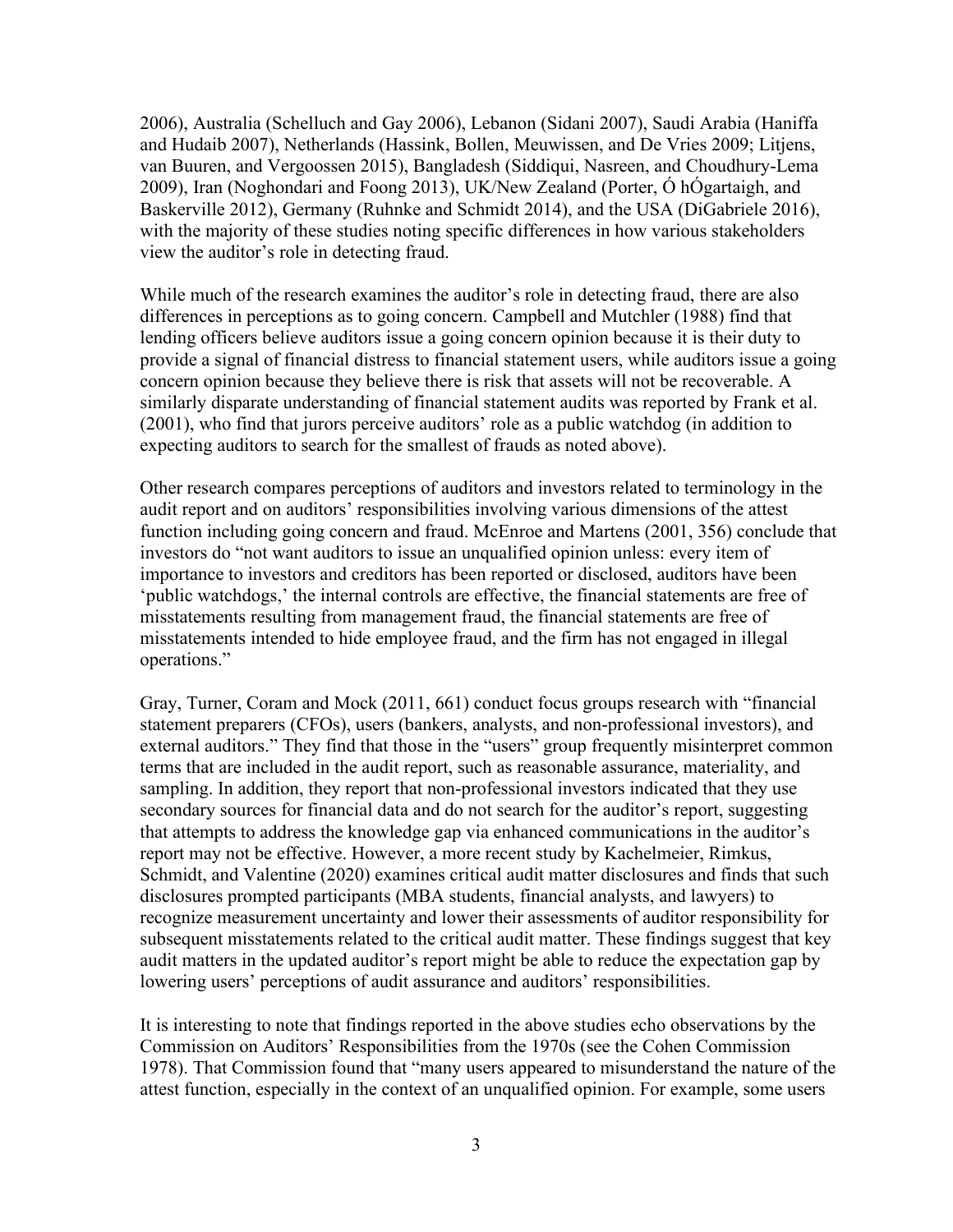2006), Australia (Schelluch and Gay 2006), Lebanon (Sidani 2007), Saudi Arabia (Haniffa and Hudaib 2007), Netherlands (Hassink, Bollen, Meuwissen, and De Vries 2009; Litjens, van Buuren, and Vergoossen 2015), Bangladesh (Siddiqui, Nasreen, and Choudhury-Lema 2009), Iran (Noghondari and Foong 2013), UK/New Zealand (Porter, Ó hÓgartaigh, and Baskerville 2012), Germany (Ruhnke and Schmidt 2014), and the USA (DiGabriele 2016), with the majority of these studies noting specific differences in how various stakeholders view the auditor's role in detecting fraud.

While much of the research examines the auditor's role in detecting fraud, there are also differences in perceptions as to going concern. Campbell and Mutchler (1988) find that lending officers believe auditors issue a going concern opinion because it is their duty to provide a signal of financial distress to financial statement users, while auditors issue a going concern opinion because they believe there is risk that assets will not be recoverable. A similarly disparate understanding of financial statement audits was reported by Frank et al. (2001), who find that jurors perceive auditors' role as a public watchdog (in addition to expecting auditors to search for the smallest of frauds as noted above).

Other research compares perceptions of auditors and investors related to terminology in the audit report and on auditors' responsibilities involving various dimensions of the attest function including going concern and fraud. McEnroe and Martens (2001, 356) conclude that investors do "not want auditors to issue an unqualified opinion unless: every item of importance to investors and creditors has been reported or disclosed, auditors have been 'public watchdogs,' the internal controls are effective, the financial statements are free of misstatements resulting from management fraud, the financial statements are free of misstatements intended to hide employee fraud, and the firm has not engaged in illegal operations."

Gray, Turner, Coram and Mock (2011, 661) conduct focus groups research with "financial statement preparers (CFOs), users (bankers, analysts, and non-professional investors), and external auditors." They find that those in the "users" group frequently misinterpret common terms that are included in the audit report, such as reasonable assurance, materiality, and sampling. In addition, they report that non-professional investors indicated that they use secondary sources for financial data and do not search for the auditor's report, suggesting that attempts to address the knowledge gap via enhanced communications in the auditor's report may not be effective. However, a more recent study by Kachelmeier, Rimkus, Schmidt, and Valentine (2020) examines critical audit matter disclosures and finds that such disclosures prompted participants (MBA students, financial analysts, and lawyers) to recognize measurement uncertainty and lower their assessments of auditor responsibility for subsequent misstatements related to the critical audit matter. These findings suggest that key audit matters in the updated auditor's report might be able to reduce the expectation gap by lowering users' perceptions of audit assurance and auditors' responsibilities.

It is interesting to note that findings reported in the above studies echo observations by the Commission on Auditors' Responsibilities from the 1970s (see the Cohen Commission 1978). That Commission found that "many users appeared to misunderstand the nature of the attest function, especially in the context of an unqualified opinion. For example, some users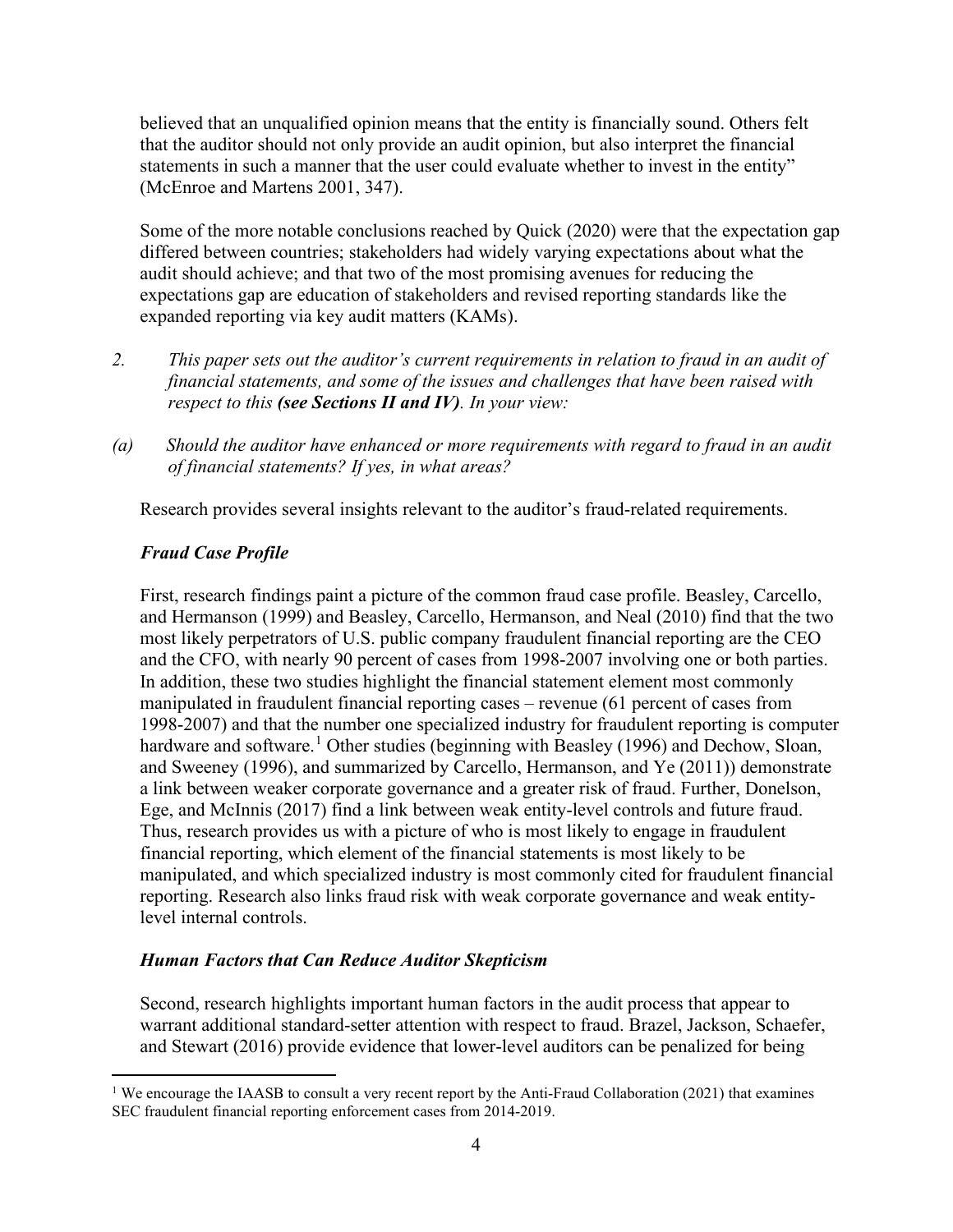believed that an unqualified opinion means that the entity is financially sound. Others felt that the auditor should not only provide an audit opinion, but also interpret the financial statements in such a manner that the user could evaluate whether to invest in the entity" (McEnroe and Martens 2001, 347).

Some of the more notable conclusions reached by Quick (2020) were that the expectation gap differed between countries; stakeholders had widely varying expectations about what the audit should achieve; and that two of the most promising avenues for reducing the expectations gap are education of stakeholders and revised reporting standards like the expanded reporting via key audit matters (KAMs).

2. *This paper sets out the auditor's current requirements in relation to fraud in an audit of financial statements, and some of the issues and challenges that have been raised with respect to this* ***(see Sections II and IV)****. In your view:*

(a) *Should the auditor have enhanced or more requirements with regard to fraud in an audit of financial statements? If yes, in what areas?*

Research provides several insights relevant to the auditor's fraud-related requirements.

***Fraud Case Profile***

First, research findings paint a picture of the common fraud case profile. Beasley, Carcello, and Hermanson (1999) and Beasley, Carcello, Hermanson, and Neal (2010) find that the two most likely perpetrators of U.S. public company fraudulent financial reporting are the CEO and the CFO, with nearly 90 percent of cases from 1998-2007 involving one or both parties. In addition, these two studies highlight the financial statement element most commonly manipulated in fraudulent financial reporting cases – revenue (61 percent of cases from 1998-2007) and that the number one specialized industry for fraudulent reporting is computer hardware and software.[1] Other studies (beginning with Beasley (1996) and Dechow, Sloan, and Sweeney (1996), and summarized by Carcello, Hermanson, and Ye (2011)) demonstrate a link between weaker corporate governance and a greater risk of fraud. Further, Donelson, Ege, and McInnis (2017) find a link between weak entity-level controls and future fraud. Thus, research provides us with a picture of who is most likely to engage in fraudulent financial reporting, which element of the financial statements is most likely to be manipulated, and which specialized industry is most commonly cited for fraudulent financial reporting. Research also links fraud risk with weak corporate governance and weak entity-level internal controls.

***Human Factors that Can Reduce Auditor Skepticism***

Second, research highlights important human factors in the audit process that appear to warrant additional standard-setter attention with respect to fraud. Brazel, Jackson, Schaefer, and Stewart (2016) provide evidence that lower-level auditors can be penalized for being

[1] We encourage the IAASB to consult a very recent report by the Anti-Fraud Collaboration (2021) that examines SEC fraudulent financial reporting enforcement cases from 2014-2019.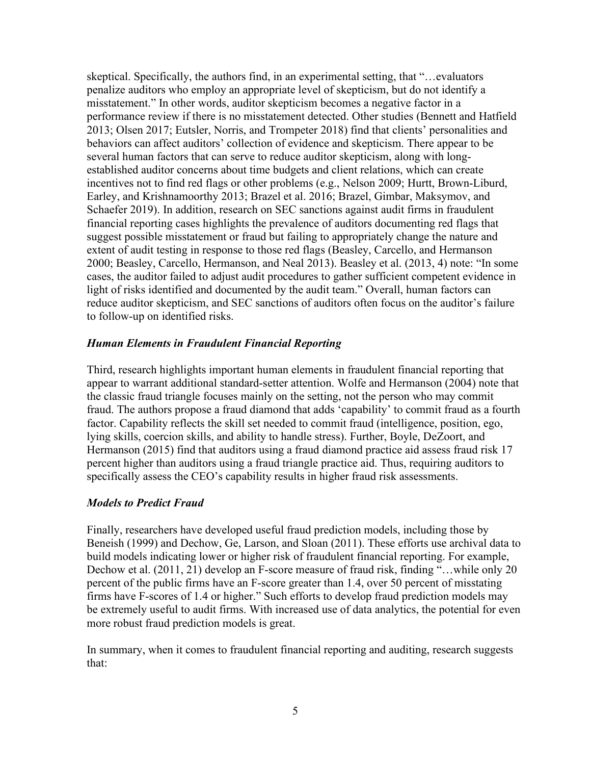skeptical. Specifically, the authors find, in an experimental setting, that "…evaluators penalize auditors who employ an appropriate level of skepticism, but do not identify a misstatement." In other words, auditor skepticism becomes a negative factor in a performance review if there is no misstatement detected. Other studies (Bennett and Hatfield 2013; Olsen 2017; Eutsler, Norris, and Trompeter 2018) find that clients' personalities and behaviors can affect auditors' collection of evidence and skepticism. There appear to be several human factors that can serve to reduce auditor skepticism, along with long-established auditor concerns about time budgets and client relations, which can create incentives not to find red flags or other problems (e.g., Nelson 2009; Hurtt, Brown-Liburd, Earley, and Krishnamoorthy 2013; Brazel et al. 2016; Brazel, Gimbar, Maksymov, and Schaefer 2019). In addition, research on SEC sanctions against audit firms in fraudulent financial reporting cases highlights the prevalence of auditors documenting red flags that suggest possible misstatement or fraud but failing to appropriately change the nature and extent of audit testing in response to those red flags (Beasley, Carcello, and Hermanson 2000; Beasley, Carcello, Hermanson, and Neal 2013). Beasley et al. (2013, 4) note: "In some cases, the auditor failed to adjust audit procedures to gather sufficient competent evidence in light of risks identified and documented by the audit team." Overall, human factors can reduce auditor skepticism, and SEC sanctions of auditors often focus on the auditor's failure to follow-up on identified risks.

### *Human Elements in Fraudulent Financial Reporting*

Third, research highlights important human elements in fraudulent financial reporting that appear to warrant additional standard-setter attention. Wolfe and Hermanson (2004) note that the classic fraud triangle focuses mainly on the setting, not the person who may commit fraud. The authors propose a fraud diamond that adds 'capability' to commit fraud as a fourth factor. Capability reflects the skill set needed to commit fraud (intelligence, position, ego, lying skills, coercion skills, and ability to handle stress). Further, Boyle, DeZoort, and Hermanson (2015) find that auditors using a fraud diamond practice aid assess fraud risk 17 percent higher than auditors using a fraud triangle practice aid. Thus, requiring auditors to specifically assess the CEO's capability results in higher fraud risk assessments.

### *Models to Predict Fraud*

Finally, researchers have developed useful fraud prediction models, including those by Beneish (1999) and Dechow, Ge, Larson, and Sloan (2011). These efforts use archival data to build models indicating lower or higher risk of fraudulent financial reporting. For example, Dechow et al. (2011, 21) develop an F-score measure of fraud risk, finding "…while only 20 percent of the public firms have an F-score greater than 1.4, over 50 percent of misstating firms have F-scores of 1.4 or higher." Such efforts to develop fraud prediction models may be extremely useful to audit firms. With increased use of data analytics, the potential for even more robust fraud prediction models is great.

In summary, when it comes to fraudulent financial reporting and auditing, research suggests that: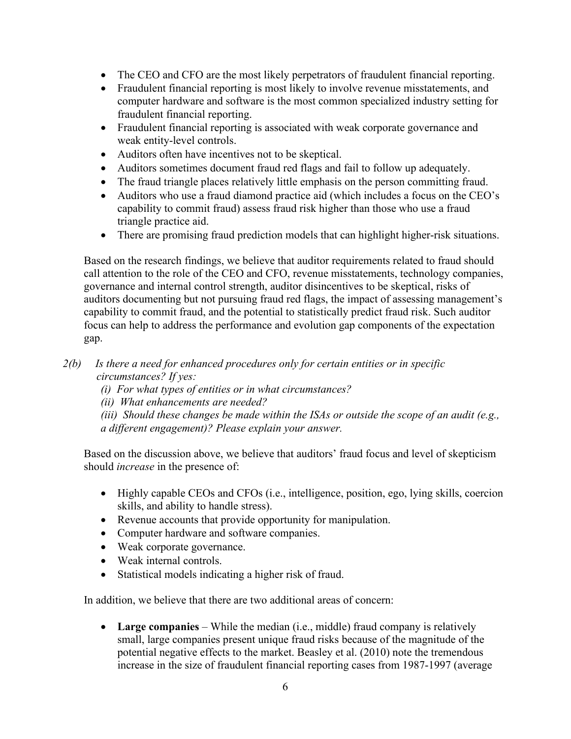- The CEO and CFO are the most likely perpetrators of fraudulent financial reporting.
- Fraudulent financial reporting is most likely to involve revenue misstatements, and computer hardware and software is the most common specialized industry setting for fraudulent financial reporting.
- Fraudulent financial reporting is associated with weak corporate governance and weak entity-level controls.
- Auditors often have incentives not to be skeptical.
- Auditors sometimes document fraud red flags and fail to follow up adequately.
- The fraud triangle places relatively little emphasis on the person committing fraud.
- Auditors who use a fraud diamond practice aid (which includes a focus on the CEO's capability to commit fraud) assess fraud risk higher than those who use a fraud triangle practice aid.
- There are promising fraud prediction models that can highlight higher-risk situations.

Based on the research findings, we believe that auditor requirements related to fraud should call attention to the role of the CEO and CFO, revenue misstatements, technology companies, governance and internal control strength, auditor disincentives to be skeptical, risks of auditors documenting but not pursuing fraud red flags, the impact of assessing management's capability to commit fraud, and the potential to statistically predict fraud risk. Such auditor focus can help to address the performance and evolution gap components of the expectation gap.

*2(b) Is there a need for enhanced procedures only for certain entities or in specific circumstances? If yes:*

*(i) For what types of entities or in what circumstances?*

*(ii) What enhancements are needed?*

*(iii) Should these changes be made within the ISAs or outside the scope of an audit (e.g., a different engagement)? Please explain your answer.*

Based on the discussion above, we believe that auditors' fraud focus and level of skepticism should *increase* in the presence of:

- Highly capable CEOs and CFOs (i.e., intelligence, position, ego, lying skills, coercion skills, and ability to handle stress).
- Revenue accounts that provide opportunity for manipulation.
- Computer hardware and software companies.
- Weak corporate governance.
- Weak internal controls.
- Statistical models indicating a higher risk of fraud.

In addition, we believe that there are two additional areas of concern:

- **Large companies** – While the median (i.e., middle) fraud company is relatively small, large companies present unique fraud risks because of the magnitude of the potential negative effects to the market. Beasley et al. (2010) note the tremendous increase in the size of fraudulent financial reporting cases from 1987-1997 (average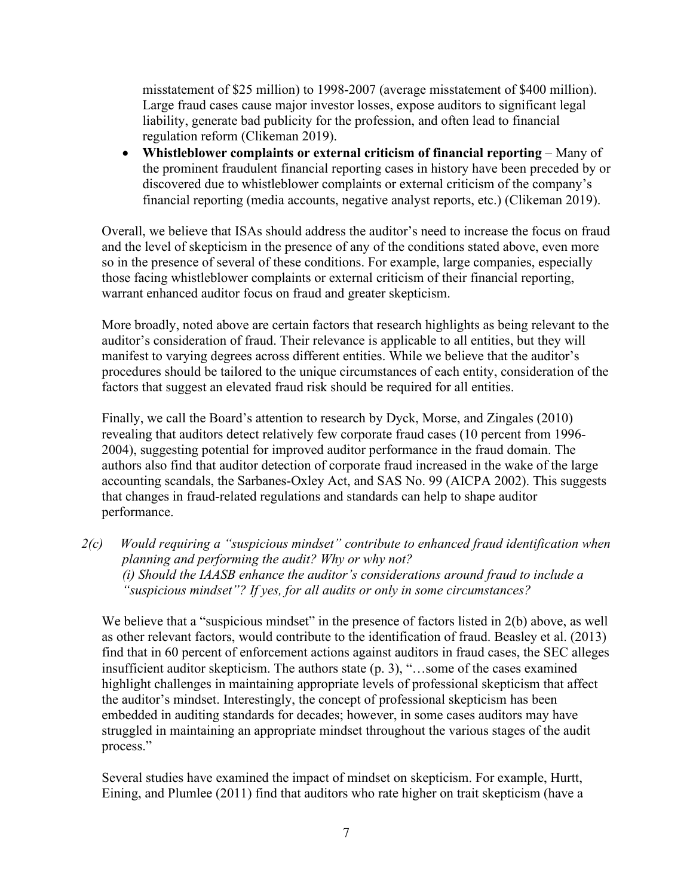misstatement of $25 million) to 1998-2007 (average misstatement of $400 million). Large fraud cases cause major investor losses, expose auditors to significant legal liability, generate bad publicity for the profession, and often lead to financial regulation reform (Clikeman 2019).

- **Whistleblower complaints or external criticism of financial reporting** – Many of the prominent fraudulent financial reporting cases in history have been preceded by or discovered due to whistleblower complaints or external criticism of the company's financial reporting (media accounts, negative analyst reports, etc.) (Clikeman 2019).

Overall, we believe that ISAs should address the auditor's need to increase the focus on fraud and the level of skepticism in the presence of any of the conditions stated above, even more so in the presence of several of these conditions. For example, large companies, especially those facing whistleblower complaints or external criticism of their financial reporting, warrant enhanced auditor focus on fraud and greater skepticism.

More broadly, noted above are certain factors that research highlights as being relevant to the auditor's consideration of fraud. Their relevance is applicable to all entities, but they will manifest to varying degrees across different entities. While we believe that the auditor's procedures should be tailored to the unique circumstances of each entity, consideration of the factors that suggest an elevated fraud risk should be required for all entities.

Finally, we call the Board's attention to research by Dyck, Morse, and Zingales (2010) revealing that auditors detect relatively few corporate fraud cases (10 percent from 1996-2004), suggesting potential for improved auditor performance in the fraud domain. The authors also find that auditor detection of corporate fraud increased in the wake of the large accounting scandals, the Sarbanes-Oxley Act, and SAS No. 99 (AICPA 2002). This suggests that changes in fraud-related regulations and standards can help to shape auditor performance.

*2(c) Would requiring a "suspicious mindset" contribute to enhanced fraud identification when planning and performing the audit? Why or why not?*
*(i) Should the IAASB enhance the auditor's considerations around fraud to include a "suspicious mindset"? If yes, for all audits or only in some circumstances?*

We believe that a "suspicious mindset" in the presence of factors listed in 2(b) above, as well as other relevant factors, would contribute to the identification of fraud. Beasley et al. (2013) find that in 60 percent of enforcement actions against auditors in fraud cases, the SEC alleges insufficient auditor skepticism. The authors state (p. 3), "…some of the cases examined highlight challenges in maintaining appropriate levels of professional skepticism that affect the auditor's mindset. Interestingly, the concept of professional skepticism has been embedded in auditing standards for decades; however, in some cases auditors may have struggled in maintaining an appropriate mindset throughout the various stages of the audit process."

Several studies have examined the impact of mindset on skepticism. For example, Hurtt, Eining, and Plumlee (2011) find that auditors who rate higher on trait skepticism (have a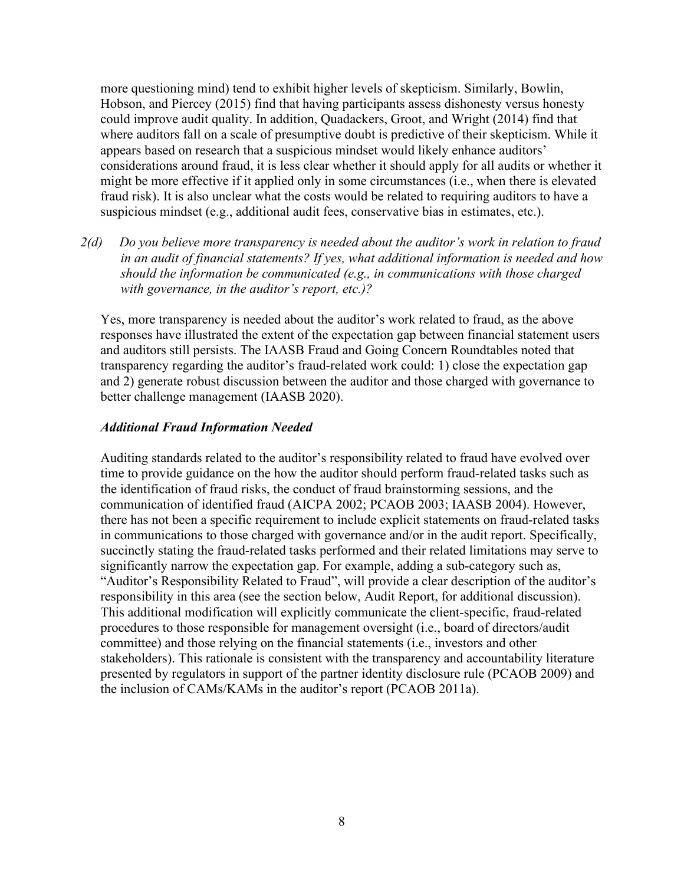more questioning mind) tend to exhibit higher levels of skepticism. Similarly, Bowlin, Hobson, and Piercey (2015) find that having participants assess dishonesty versus honesty could improve audit quality. In addition, Quadackers, Groot, and Wright (2014) find that where auditors fall on a scale of presumptive doubt is predictive of their skepticism. While it appears based on research that a suspicious mindset would likely enhance auditors' considerations around fraud, it is less clear whether it should apply for all audits or whether it might be more effective if it applied only in some circumstances (i.e., when there is elevated fraud risk). It is also unclear what the costs would be related to requiring auditors to have a suspicious mindset (e.g., additional audit fees, conservative bias in estimates, etc.).

*2(d) Do you believe more transparency is needed about the auditor's work in relation to fraud in an audit of financial statements? If yes, what additional information is needed and how should the information be communicated (e.g., in communications with those charged with governance, in the auditor's report, etc.)?*

Yes, more transparency is needed about the auditor's work related to fraud, as the above responses have illustrated the extent of the expectation gap between financial statement users and auditors still persists. The IAASB Fraud and Going Concern Roundtables noted that transparency regarding the auditor's fraud-related work could: 1) close the expectation gap and 2) generate robust discussion between the auditor and those charged with governance to better challenge management (IAASB 2020).

***Additional Fraud Information Needed***

Auditing standards related to the auditor's responsibility related to fraud have evolved over time to provide guidance on the how the auditor should perform fraud-related tasks such as the identification of fraud risks, the conduct of fraud brainstorming sessions, and the communication of identified fraud (AICPA 2002; PCAOB 2003; IAASB 2004). However, there has not been a specific requirement to include explicit statements on fraud-related tasks in communications to those charged with governance and/or in the audit report. Specifically, succinctly stating the fraud-related tasks performed and their related limitations may serve to significantly narrow the expectation gap. For example, adding a sub-category such as, "Auditor's Responsibility Related to Fraud", will provide a clear description of the auditor's responsibility in this area (see the section below, Audit Report, for additional discussion). This additional modification will explicitly communicate the client-specific, fraud-related procedures to those responsible for management oversight (i.e., board of directors/audit committee) and those relying on the financial statements (i.e., investors and other stakeholders). This rationale is consistent with the transparency and accountability literature presented by regulators in support of the partner identity disclosure rule (PCAOB 2009) and the inclusion of CAMs/KAMs in the auditor's report (PCAOB 2011a).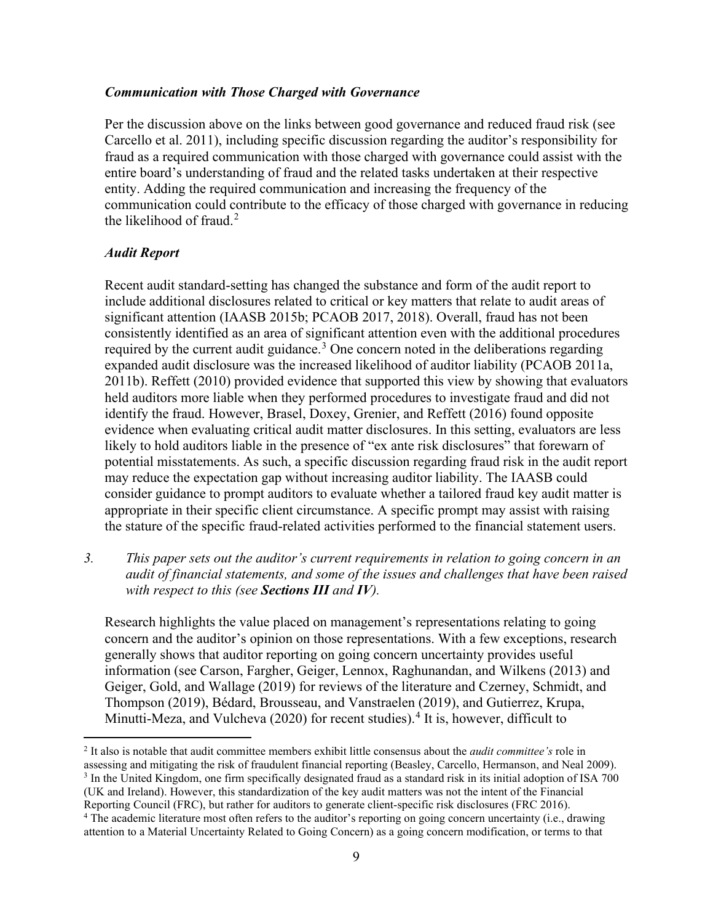***Communication with Those Charged with Governance***

Per the discussion above on the links between good governance and reduced fraud risk (see Carcello et al. 2011), including specific discussion regarding the auditor's responsibility for fraud as a required communication with those charged with governance could assist with the entire board's understanding of fraud and the related tasks undertaken at their respective entity. Adding the required communication and increasing the frequency of the communication could contribute to the efficacy of those charged with governance in reducing the likelihood of fraud.[2]

***Audit Report***

Recent audit standard-setting has changed the substance and form of the audit report to include additional disclosures related to critical or key matters that relate to audit areas of significant attention (IAASB 2015b; PCAOB 2017, 2018). Overall, fraud has not been consistently identified as an area of significant attention even with the additional procedures required by the current audit guidance.[3] One concern noted in the deliberations regarding expanded audit disclosure was the increased likelihood of auditor liability (PCAOB 2011a, 2011b). Reffett (2010) provided evidence that supported this view by showing that evaluators held auditors more liable when they performed procedures to investigate fraud and did not identify the fraud. However, Brasel, Doxey, Grenier, and Reffett (2016) found opposite evidence when evaluating critical audit matter disclosures. In this setting, evaluators are less likely to hold auditors liable in the presence of "ex ante risk disclosures" that forewarn of potential misstatements. As such, a specific discussion regarding fraud risk in the audit report may reduce the expectation gap without increasing auditor liability. The IAASB could consider guidance to prompt auditors to evaluate whether a tailored fraud key audit matter is appropriate in their specific client circumstance. A specific prompt may assist with raising the stature of the specific fraud-related activities performed to the financial statement users.

3. *This paper sets out the auditor's current requirements in relation to going concern in an audit of financial statements, and some of the issues and challenges that have been raised with respect to this (see **Sections III** and **IV**).*

Research highlights the value placed on management's representations relating to going concern and the auditor's opinion on those representations. With a few exceptions, research generally shows that auditor reporting on going concern uncertainty provides useful information (see Carson, Fargher, Geiger, Lennox, Raghunandan, and Wilkens (2013) and Geiger, Gold, and Wallage (2019) for reviews of the literature and Czerney, Schmidt, and Thompson (2019), Bédard, Brousseau, and Vanstraelen (2019), and Gutierrez, Krupa, Minutti-Meza, and Vulcheva (2020) for recent studies).[4] It is, however, difficult to

---

[2] It also is notable that audit committee members exhibit little consensus about the *audit committee's* role in assessing and mitigating the risk of fraudulent financial reporting (Beasley, Carcello, Hermanson, and Neal 2009).

[3] In the United Kingdom, one firm specifically designated fraud as a standard risk in its initial adoption of ISA 700 (UK and Ireland). However, this standardization of the key audit matters was not the intent of the Financial Reporting Council (FRC), but rather for auditors to generate client-specific risk disclosures (FRC 2016).

[4] The academic literature most often refers to the auditor's reporting on going concern uncertainty (i.e., drawing attention to a Material Uncertainty Related to Going Concern) as a going concern modification, or terms to that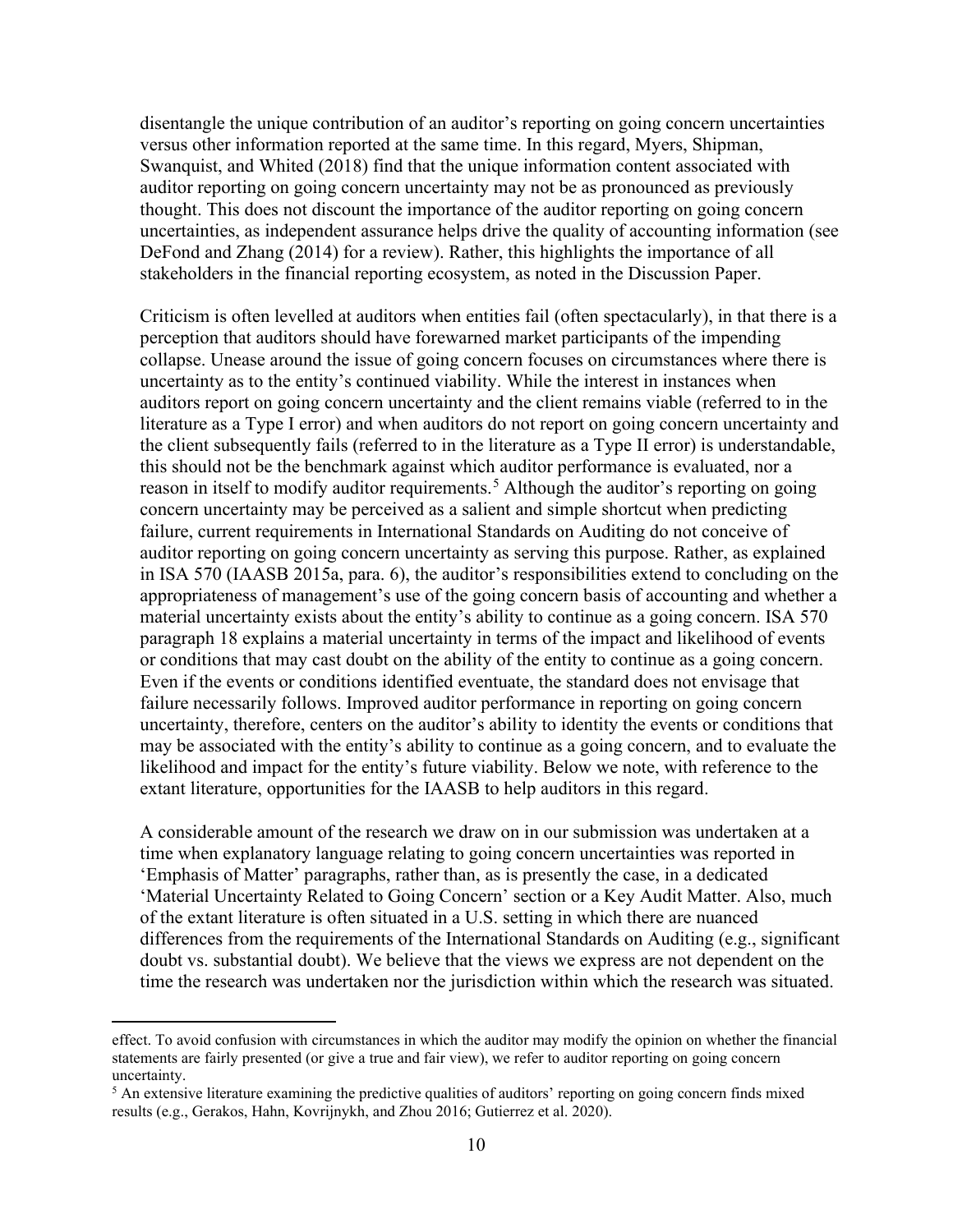disentangle the unique contribution of an auditor's reporting on going concern uncertainties versus other information reported at the same time. In this regard, Myers, Shipman, Swanquist, and Whited (2018) find that the unique information content associated with auditor reporting on going concern uncertainty may not be as pronounced as previously thought. This does not discount the importance of the auditor reporting on going concern uncertainties, as independent assurance helps drive the quality of accounting information (see DeFond and Zhang (2014) for a review). Rather, this highlights the importance of all stakeholders in the financial reporting ecosystem, as noted in the Discussion Paper.

Criticism is often levelled at auditors when entities fail (often spectacularly), in that there is a perception that auditors should have forewarned market participants of the impending collapse. Unease around the issue of going concern focuses on circumstances where there is uncertainty as to the entity's continued viability. While the interest in instances when auditors report on going concern uncertainty and the client remains viable (referred to in the literature as a Type I error) and when auditors do not report on going concern uncertainty and the client subsequently fails (referred to in the literature as a Type II error) is understandable, this should not be the benchmark against which auditor performance is evaluated, nor a reason in itself to modify auditor requirements.[5] Although the auditor's reporting on going concern uncertainty may be perceived as a salient and simple shortcut when predicting failure, current requirements in International Standards on Auditing do not conceive of auditor reporting on going concern uncertainty as serving this purpose. Rather, as explained in ISA 570 (IAASB 2015a, para. 6), the auditor's responsibilities extend to concluding on the appropriateness of management's use of the going concern basis of accounting and whether a material uncertainty exists about the entity's ability to continue as a going concern. ISA 570 paragraph 18 explains a material uncertainty in terms of the impact and likelihood of events or conditions that may cast doubt on the ability of the entity to continue as a going concern. Even if the events or conditions identified eventuate, the standard does not envisage that failure necessarily follows. Improved auditor performance in reporting on going concern uncertainty, therefore, centers on the auditor's ability to identity the events or conditions that may be associated with the entity's ability to continue as a going concern, and to evaluate the likelihood and impact for the entity's future viability. Below we note, with reference to the extant literature, opportunities for the IAASB to help auditors in this regard.

A considerable amount of the research we draw on in our submission was undertaken at a time when explanatory language relating to going concern uncertainties was reported in 'Emphasis of Matter' paragraphs, rather than, as is presently the case, in a dedicated 'Material Uncertainty Related to Going Concern' section or a Key Audit Matter. Also, much of the extant literature is often situated in a U.S. setting in which there are nuanced differences from the requirements of the International Standards on Auditing (e.g., significant doubt vs. substantial doubt). We believe that the views we express are not dependent on the time the research was undertaken nor the jurisdiction within which the research was situated.

---

effect. To avoid confusion with circumstances in which the auditor may modify the opinion on whether the financial statements are fairly presented (or give a true and fair view), we refer to auditor reporting on going concern uncertainty.

[5] An extensive literature examining the predictive qualities of auditors' reporting on going concern finds mixed results (e.g., Gerakos, Hahn, Kovrijnykh, and Zhou 2016; Gutierrez et al. 2020).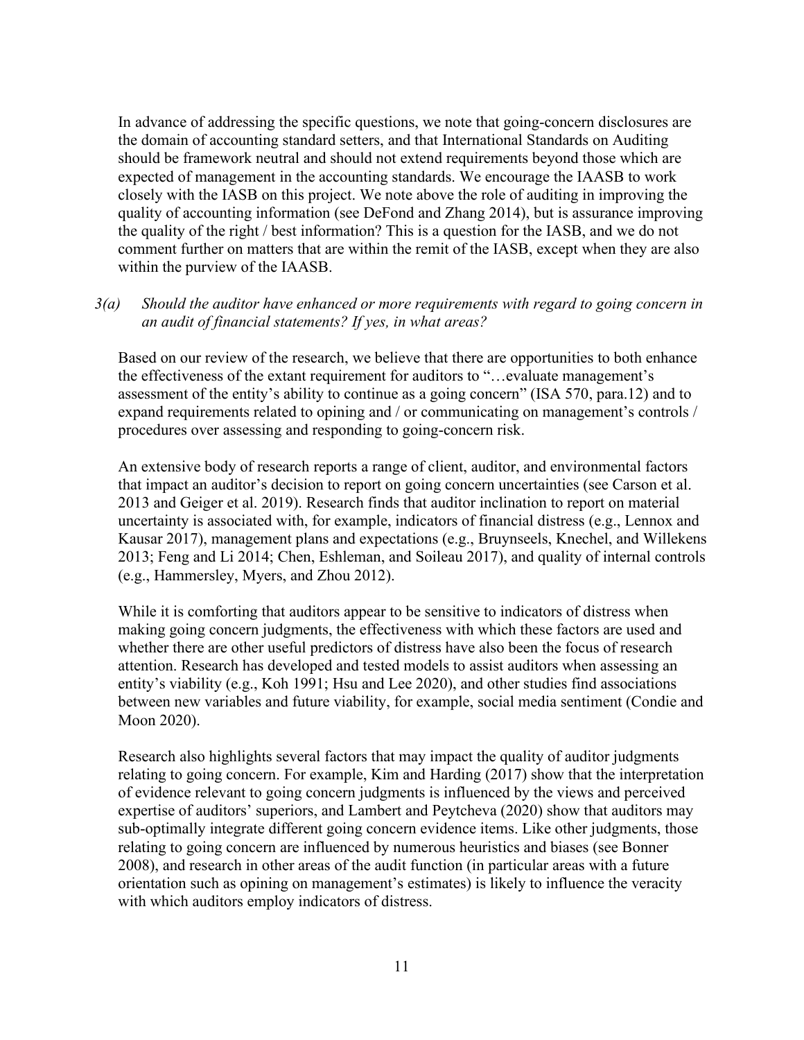In advance of addressing the specific questions, we note that going-concern disclosures are the domain of accounting standard setters, and that International Standards on Auditing should be framework neutral and should not extend requirements beyond those which are expected of management in the accounting standards. We encourage the IAASB to work closely with the IASB on this project. We note above the role of auditing in improving the quality of accounting information (see DeFond and Zhang 2014), but is assurance improving the quality of the right / best information? This is a question for the IASB, and we do not comment further on matters that are within the remit of the IASB, except when they are also within the purview of the IAASB.

*3(a) Should the auditor have enhanced or more requirements with regard to going concern in an audit of financial statements? If yes, in what areas?*

Based on our review of the research, we believe that there are opportunities to both enhance the effectiveness of the extant requirement for auditors to "…evaluate management's assessment of the entity's ability to continue as a going concern" (ISA 570, para.12) and to expand requirements related to opining and / or communicating on management's controls / procedures over assessing and responding to going-concern risk.

An extensive body of research reports a range of client, auditor, and environmental factors that impact an auditor's decision to report on going concern uncertainties (see Carson et al. 2013 and Geiger et al. 2019). Research finds that auditor inclination to report on material uncertainty is associated with, for example, indicators of financial distress (e.g., Lennox and Kausar 2017), management plans and expectations (e.g., Bruynseels, Knechel, and Willekens 2013; Feng and Li 2014; Chen, Eshleman, and Soileau 2017), and quality of internal controls (e.g., Hammersley, Myers, and Zhou 2012).

While it is comforting that auditors appear to be sensitive to indicators of distress when making going concern judgments, the effectiveness with which these factors are used and whether there are other useful predictors of distress have also been the focus of research attention. Research has developed and tested models to assist auditors when assessing an entity's viability (e.g., Koh 1991; Hsu and Lee 2020), and other studies find associations between new variables and future viability, for example, social media sentiment (Condie and Moon 2020).

Research also highlights several factors that may impact the quality of auditor judgments relating to going concern. For example, Kim and Harding (2017) show that the interpretation of evidence relevant to going concern judgments is influenced by the views and perceived expertise of auditors' superiors, and Lambert and Peytcheva (2020) show that auditors may sub-optimally integrate different going concern evidence items. Like other judgments, those relating to going concern are influenced by numerous heuristics and biases (see Bonner 2008), and research in other areas of the audit function (in particular areas with a future orientation such as opining on management's estimates) is likely to influence the veracity with which auditors employ indicators of distress.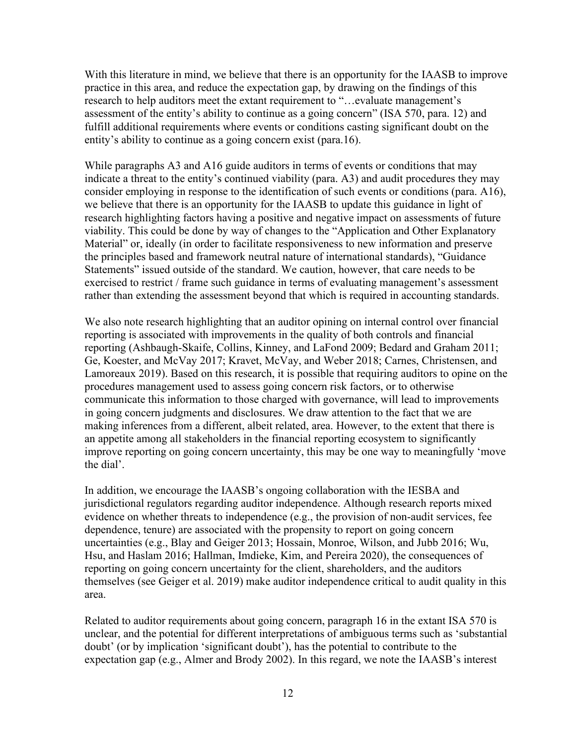With this literature in mind, we believe that there is an opportunity for the IAASB to improve practice in this area, and reduce the expectation gap, by drawing on the findings of this research to help auditors meet the extant requirement to "…evaluate management's assessment of the entity's ability to continue as a going concern" (ISA 570, para. 12) and fulfill additional requirements where events or conditions casting significant doubt on the entity's ability to continue as a going concern exist (para.16).

While paragraphs A3 and A16 guide auditors in terms of events or conditions that may indicate a threat to the entity's continued viability (para. A3) and audit procedures they may consider employing in response to the identification of such events or conditions (para. A16), we believe that there is an opportunity for the IAASB to update this guidance in light of research highlighting factors having a positive and negative impact on assessments of future viability. This could be done by way of changes to the "Application and Other Explanatory Material" or, ideally (in order to facilitate responsiveness to new information and preserve the principles based and framework neutral nature of international standards), "Guidance Statements" issued outside of the standard. We caution, however, that care needs to be exercised to restrict / frame such guidance in terms of evaluating management's assessment rather than extending the assessment beyond that which is required in accounting standards.

We also note research highlighting that an auditor opining on internal control over financial reporting is associated with improvements in the quality of both controls and financial reporting (Ashbaugh-Skaife, Collins, Kinney, and LaFond 2009; Bedard and Graham 2011; Ge, Koester, and McVay 2017; Kravet, McVay, and Weber 2018; Carnes, Christensen, and Lamoreaux 2019). Based on this research, it is possible that requiring auditors to opine on the procedures management used to assess going concern risk factors, or to otherwise communicate this information to those charged with governance, will lead to improvements in going concern judgments and disclosures. We draw attention to the fact that we are making inferences from a different, albeit related, area. However, to the extent that there is an appetite among all stakeholders in the financial reporting ecosystem to significantly improve reporting on going concern uncertainty, this may be one way to meaningfully 'move the dial'.

In addition, we encourage the IAASB's ongoing collaboration with the IESBA and jurisdictional regulators regarding auditor independence. Although research reports mixed evidence on whether threats to independence (e.g., the provision of non-audit services, fee dependence, tenure) are associated with the propensity to report on going concern uncertainties (e.g., Blay and Geiger 2013; Hossain, Monroe, Wilson, and Jubb 2016; Wu, Hsu, and Haslam 2016; Hallman, Imdieke, Kim, and Pereira 2020), the consequences of reporting on going concern uncertainty for the client, shareholders, and the auditors themselves (see Geiger et al. 2019) make auditor independence critical to audit quality in this area.

Related to auditor requirements about going concern, paragraph 16 in the extant ISA 570 is unclear, and the potential for different interpretations of ambiguous terms such as 'substantial doubt' (or by implication 'significant doubt'), has the potential to contribute to the expectation gap (e.g., Almer and Brody 2002). In this regard, we note the IAASB's interest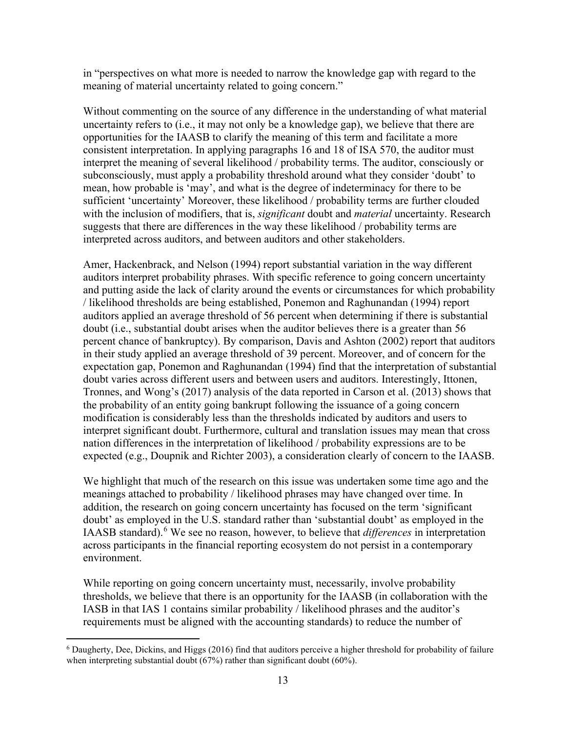in "perspectives on what more is needed to narrow the knowledge gap with regard to the meaning of material uncertainty related to going concern."

Without commenting on the source of any difference in the understanding of what material uncertainty refers to (i.e., it may not only be a knowledge gap), we believe that there are opportunities for the IAASB to clarify the meaning of this term and facilitate a more consistent interpretation. In applying paragraphs 16 and 18 of ISA 570, the auditor must interpret the meaning of several likelihood / probability terms. The auditor, consciously or subconsciously, must apply a probability threshold around what they consider 'doubt' to mean, how probable is 'may', and what is the degree of indeterminacy for there to be sufficient 'uncertainty' Moreover, these likelihood / probability terms are further clouded with the inclusion of modifiers, that is, *significant* doubt and *material* uncertainty. Research suggests that there are differences in the way these likelihood / probability terms are interpreted across auditors, and between auditors and other stakeholders.

Amer, Hackenbrack, and Nelson (1994) report substantial variation in the way different auditors interpret probability phrases. With specific reference to going concern uncertainty and putting aside the lack of clarity around the events or circumstances for which probability / likelihood thresholds are being established, Ponemon and Raghunandan (1994) report auditors applied an average threshold of 56 percent when determining if there is substantial doubt (i.e., substantial doubt arises when the auditor believes there is a greater than 56 percent chance of bankruptcy). By comparison, Davis and Ashton (2002) report that auditors in their study applied an average threshold of 39 percent. Moreover, and of concern for the expectation gap, Ponemon and Raghunandan (1994) find that the interpretation of substantial doubt varies across different users and between users and auditors. Interestingly, Ittonen, Tronnes, and Wong's (2017) analysis of the data reported in Carson et al. (2013) shows that the probability of an entity going bankrupt following the issuance of a going concern modification is considerably less than the thresholds indicated by auditors and users to interpret significant doubt. Furthermore, cultural and translation issues may mean that cross nation differences in the interpretation of likelihood / probability expressions are to be expected (e.g., Doupnik and Richter 2003), a consideration clearly of concern to the IAASB.

We highlight that much of the research on this issue was undertaken some time ago and the meanings attached to probability / likelihood phrases may have changed over time. In addition, the research on going concern uncertainty has focused on the term 'significant doubt' as employed in the U.S. standard rather than 'substantial doubt' as employed in the IAASB standard).[6] We see no reason, however, to believe that *differences* in interpretation across participants in the financial reporting ecosystem do not persist in a contemporary environment.

While reporting on going concern uncertainty must, necessarily, involve probability thresholds, we believe that there is an opportunity for the IAASB (in collaboration with the IASB in that IAS 1 contains similar probability / likelihood phrases and the auditor's requirements must be aligned with the accounting standards) to reduce the number of

---

[6] Daugherty, Dee, Dickins, and Higgs (2016) find that auditors perceive a higher threshold for probability of failure when interpreting substantial doubt (67%) rather than significant doubt (60%).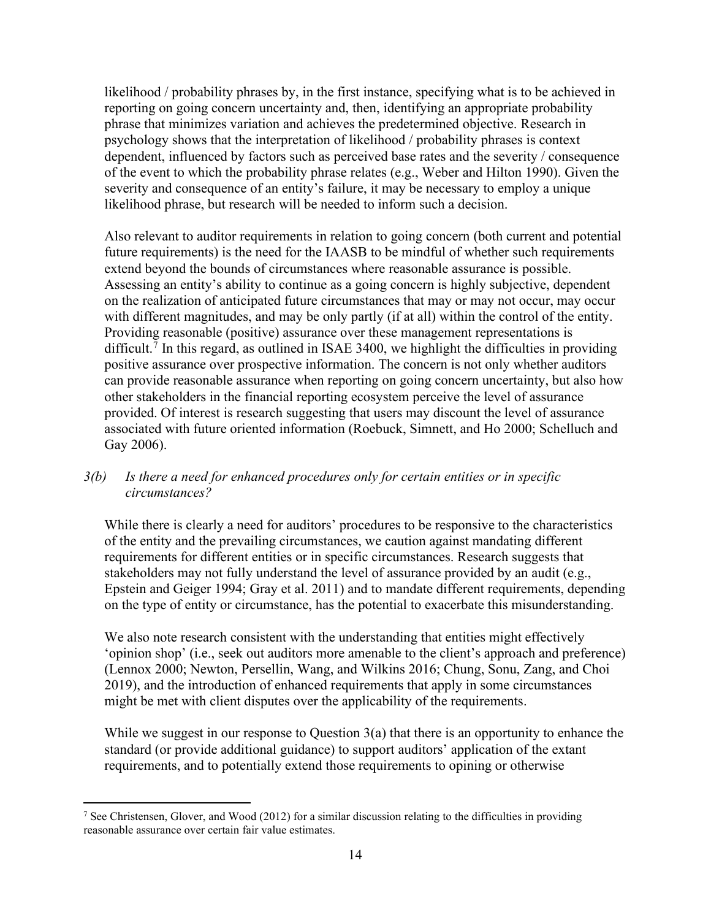likelihood / probability phrases by, in the first instance, specifying what is to be achieved in reporting on going concern uncertainty and, then, identifying an appropriate probability phrase that minimizes variation and achieves the predetermined objective. Research in psychology shows that the interpretation of likelihood / probability phrases is context dependent, influenced by factors such as perceived base rates and the severity / consequence of the event to which the probability phrase relates (e.g., Weber and Hilton 1990). Given the severity and consequence of an entity's failure, it may be necessary to employ a unique likelihood phrase, but research will be needed to inform such a decision.

Also relevant to auditor requirements in relation to going concern (both current and potential future requirements) is the need for the IAASB to be mindful of whether such requirements extend beyond the bounds of circumstances where reasonable assurance is possible. Assessing an entity's ability to continue as a going concern is highly subjective, dependent on the realization of anticipated future circumstances that may or may not occur, may occur with different magnitudes, and may be only partly (if at all) within the control of the entity. Providing reasonable (positive) assurance over these management representations is difficult.[7] In this regard, as outlined in ISAE 3400, we highlight the difficulties in providing positive assurance over prospective information. The concern is not only whether auditors can provide reasonable assurance when reporting on going concern uncertainty, but also how other stakeholders in the financial reporting ecosystem perceive the level of assurance provided. Of interest is research suggesting that users may discount the level of assurance associated with future oriented information (Roebuck, Simnett, and Ho 2000; Schelluch and Gay 2006).

*3(b) Is there a need for enhanced procedures only for certain entities or in specific circumstances?*

While there is clearly a need for auditors' procedures to be responsive to the characteristics of the entity and the prevailing circumstances, we caution against mandating different requirements for different entities or in specific circumstances. Research suggests that stakeholders may not fully understand the level of assurance provided by an audit (e.g., Epstein and Geiger 1994; Gray et al. 2011) and to mandate different requirements, depending on the type of entity or circumstance, has the potential to exacerbate this misunderstanding.

We also note research consistent with the understanding that entities might effectively 'opinion shop' (i.e., seek out auditors more amenable to the client's approach and preference) (Lennox 2000; Newton, Persellin, Wang, and Wilkins 2016; Chung, Sonu, Zang, and Choi 2019), and the introduction of enhanced requirements that apply in some circumstances might be met with client disputes over the applicability of the requirements.

While we suggest in our response to Question 3(a) that there is an opportunity to enhance the standard (or provide additional guidance) to support auditors' application of the extant requirements, and to potentially extend those requirements to opining or otherwise

[7] See Christensen, Glover, and Wood (2012) for a similar discussion relating to the difficulties in providing reasonable assurance over certain fair value estimates.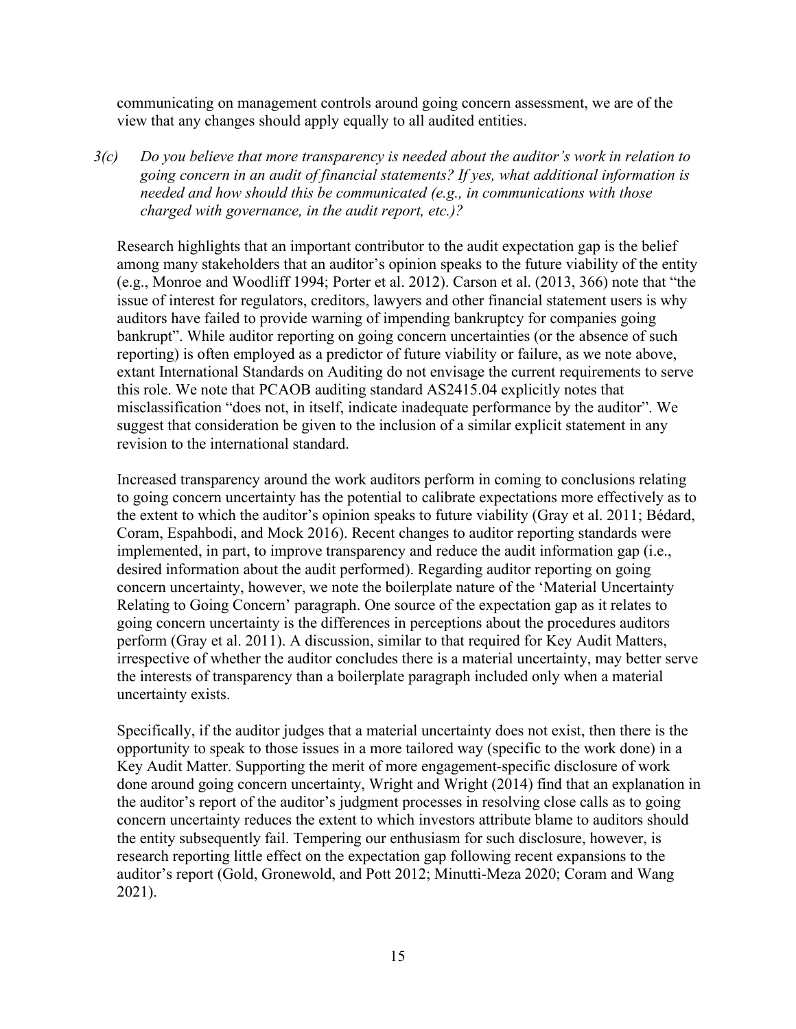communicating on management controls around going concern assessment, we are of the view that any changes should apply equally to all audited entities.

*3(c) Do you believe that more transparency is needed about the auditor's work in relation to going concern in an audit of financial statements? If yes, what additional information is needed and how should this be communicated (e.g., in communications with those charged with governance, in the audit report, etc.)?*

Research highlights that an important contributor to the audit expectation gap is the belief among many stakeholders that an auditor's opinion speaks to the future viability of the entity (e.g., Monroe and Woodliff 1994; Porter et al. 2012). Carson et al. (2013, 366) note that "the issue of interest for regulators, creditors, lawyers and other financial statement users is why auditors have failed to provide warning of impending bankruptcy for companies going bankrupt". While auditor reporting on going concern uncertainties (or the absence of such reporting) is often employed as a predictor of future viability or failure, as we note above, extant International Standards on Auditing do not envisage the current requirements to serve this role. We note that PCAOB auditing standard AS2415.04 explicitly notes that misclassification "does not, in itself, indicate inadequate performance by the auditor". We suggest that consideration be given to the inclusion of a similar explicit statement in any revision to the international standard.

Increased transparency around the work auditors perform in coming to conclusions relating to going concern uncertainty has the potential to calibrate expectations more effectively as to the extent to which the auditor's opinion speaks to future viability (Gray et al. 2011; Bédard, Coram, Espahbodi, and Mock 2016). Recent changes to auditor reporting standards were implemented, in part, to improve transparency and reduce the audit information gap (i.e., desired information about the audit performed). Regarding auditor reporting on going concern uncertainty, however, we note the boilerplate nature of the 'Material Uncertainty Relating to Going Concern' paragraph. One source of the expectation gap as it relates to going concern uncertainty is the differences in perceptions about the procedures auditors perform (Gray et al. 2011). A discussion, similar to that required for Key Audit Matters, irrespective of whether the auditor concludes there is a material uncertainty, may better serve the interests of transparency than a boilerplate paragraph included only when a material uncertainty exists.

Specifically, if the auditor judges that a material uncertainty does not exist, then there is the opportunity to speak to those issues in a more tailored way (specific to the work done) in a Key Audit Matter. Supporting the merit of more engagement-specific disclosure of work done around going concern uncertainty, Wright and Wright (2014) find that an explanation in the auditor's report of the auditor's judgment processes in resolving close calls as to going concern uncertainty reduces the extent to which investors attribute blame to auditors should the entity subsequently fail. Tempering our enthusiasm for such disclosure, however, is research reporting little effect on the expectation gap following recent expansions to the auditor's report (Gold, Gronewold, and Pott 2012; Minutti-Meza 2020; Coram and Wang 2021).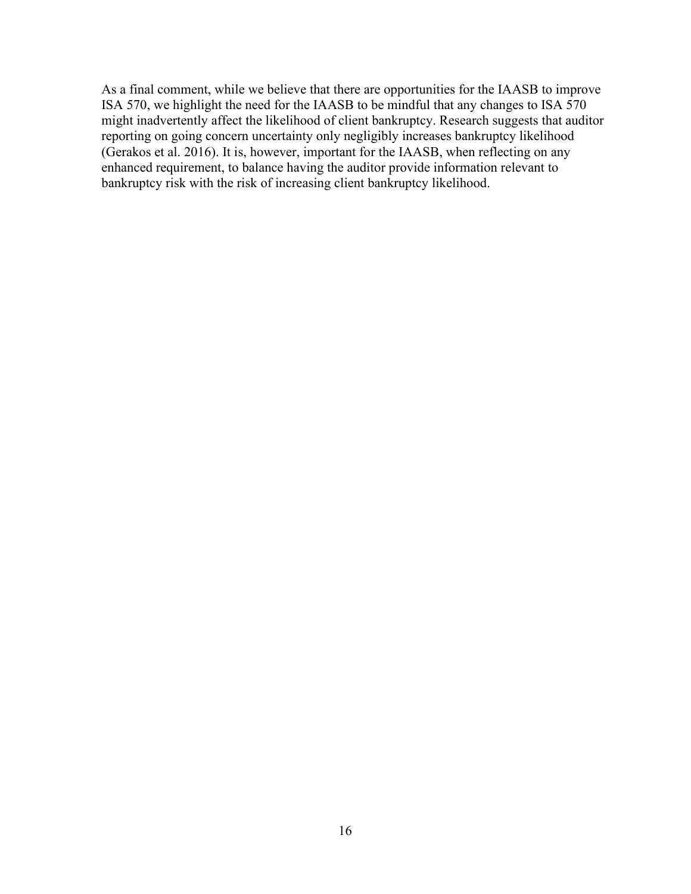As a final comment, while we believe that there are opportunities for the IAASB to improve ISA 570, we highlight the need for the IAASB to be mindful that any changes to ISA 570 might inadvertently affect the likelihood of client bankruptcy. Research suggests that auditor reporting on going concern uncertainty only negligibly increases bankruptcy likelihood (Gerakos et al. 2016). It is, however, important for the IAASB, when reflecting on any enhanced requirement, to balance having the auditor provide information relevant to bankruptcy risk with the risk of increasing client bankruptcy likelihood.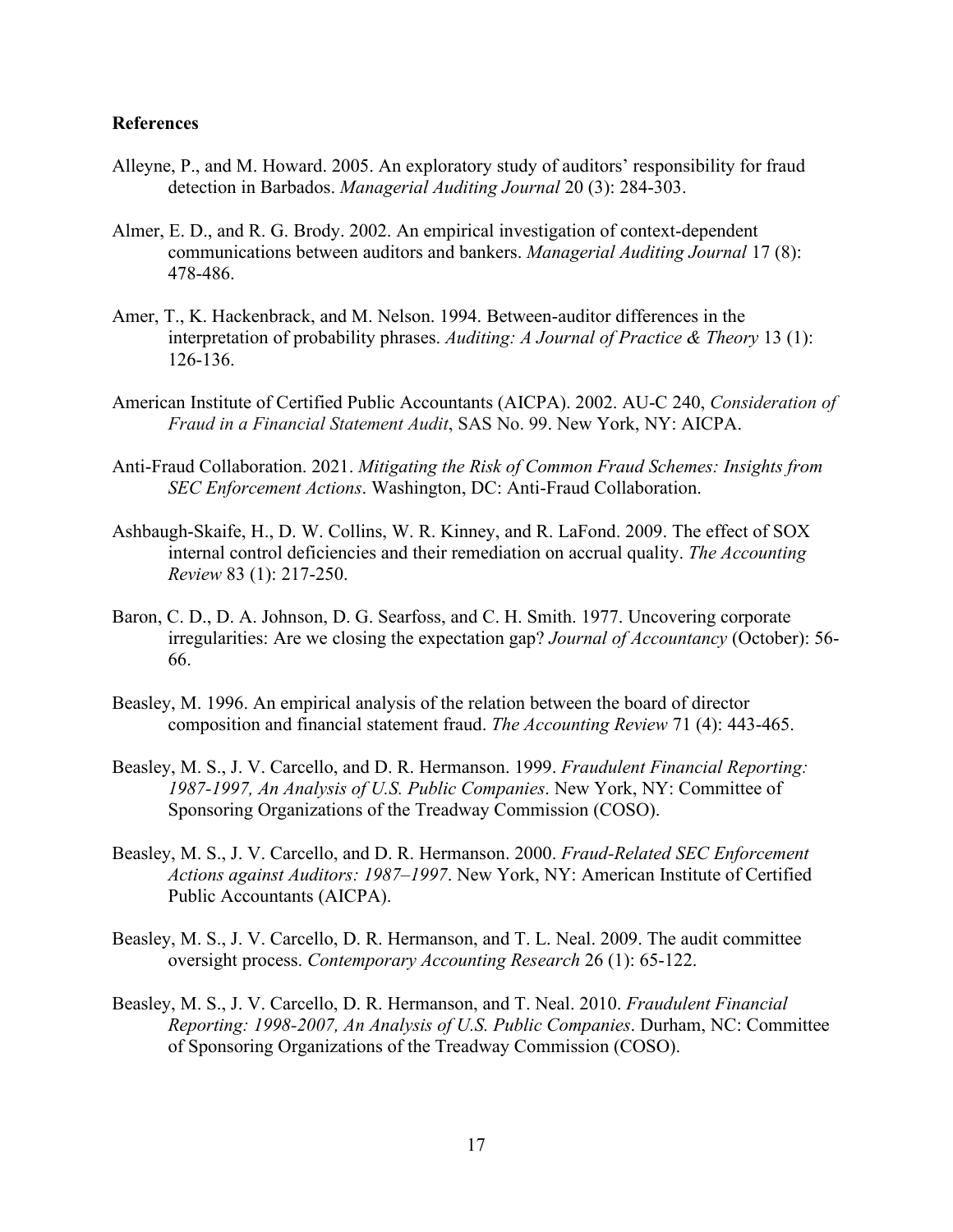**References**

Alleyne, P., and M. Howard. 2005. An exploratory study of auditors' responsibility for fraud detection in Barbados. *Managerial Auditing Journal* 20 (3): 284-303.

Almer, E. D., and R. G. Brody. 2002. An empirical investigation of context-dependent communications between auditors and bankers. *Managerial Auditing Journal* 17 (8): 478-486.

Amer, T., K. Hackenbrack, and M. Nelson. 1994. Between-auditor differences in the interpretation of probability phrases. *Auditing: A Journal of Practice & Theory* 13 (1): 126-136.

American Institute of Certified Public Accountants (AICPA). 2002. AU-C 240, *Consideration of Fraud in a Financial Statement Audit*, SAS No. 99. New York, NY: AICPA.

Anti-Fraud Collaboration. 2021. *Mitigating the Risk of Common Fraud Schemes: Insights from SEC Enforcement Actions*. Washington, DC: Anti-Fraud Collaboration.

Ashbaugh-Skaife, H., D. W. Collins, W. R. Kinney, and R. LaFond. 2009. The effect of SOX internal control deficiencies and their remediation on accrual quality. *The Accounting Review* 83 (1): 217-250.

Baron, C. D., D. A. Johnson, D. G. Searfoss, and C. H. Smith. 1977. Uncovering corporate irregularities: Are we closing the expectation gap? *Journal of Accountancy* (October): 56-66.

Beasley, M. 1996. An empirical analysis of the relation between the board of director composition and financial statement fraud. *The Accounting Review* 71 (4): 443-465.

Beasley, M. S., J. V. Carcello, and D. R. Hermanson. 1999. *Fraudulent Financial Reporting: 1987-1997, An Analysis of U.S. Public Companies*. New York, NY: Committee of Sponsoring Organizations of the Treadway Commission (COSO).

Beasley, M. S., J. V. Carcello, and D. R. Hermanson. 2000. *Fraud-Related SEC Enforcement Actions against Auditors: 1987–1997*. New York, NY: American Institute of Certified Public Accountants (AICPA).

Beasley, M. S., J. V. Carcello, D. R. Hermanson, and T. L. Neal. 2009. The audit committee oversight process. *Contemporary Accounting Research* 26 (1): 65-122.

Beasley, M. S., J. V. Carcello, D. R. Hermanson, and T. Neal. 2010. *Fraudulent Financial Reporting: 1998-2007, An Analysis of U.S. Public Companies*. Durham, NC: Committee of Sponsoring Organizations of the Treadway Commission (COSO).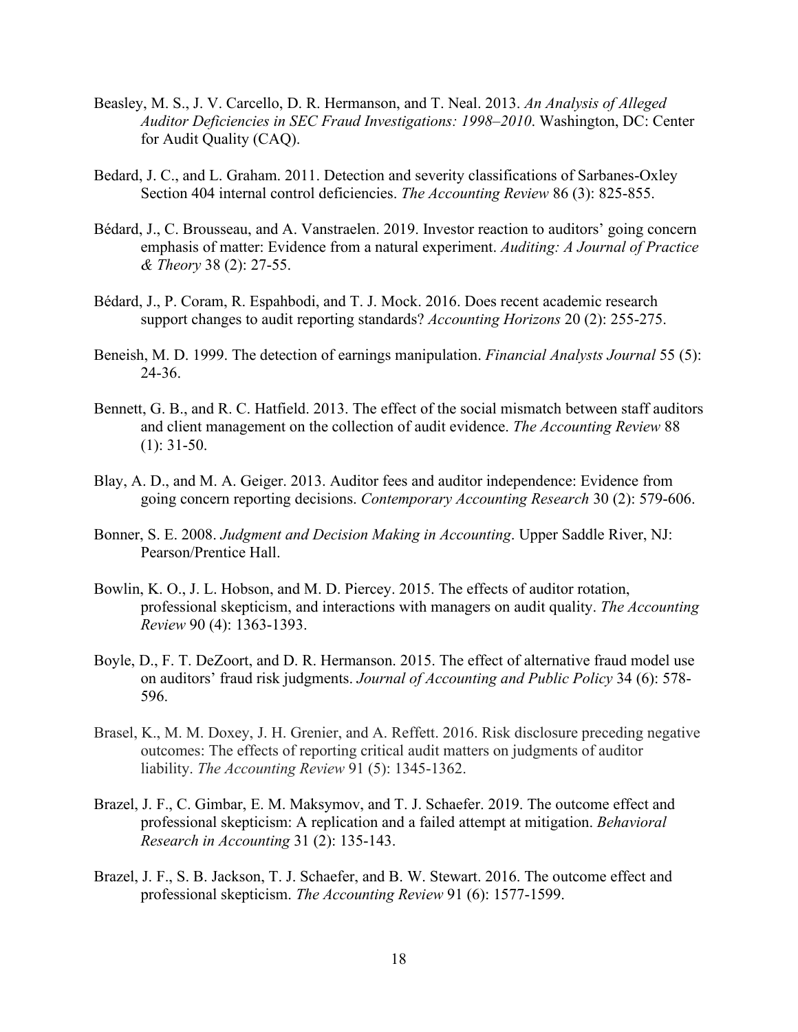Beasley, M. S., J. V. Carcello, D. R. Hermanson, and T. Neal. 2013. *An Analysis of Alleged Auditor Deficiencies in SEC Fraud Investigations: 1998–2010*. Washington, DC: Center for Audit Quality (CAQ).

Bedard, J. C., and L. Graham. 2011. Detection and severity classifications of Sarbanes-Oxley Section 404 internal control deficiencies. *The Accounting Review* 86 (3): 825-855.

Bédard, J., C. Brousseau, and A. Vanstraelen. 2019. Investor reaction to auditors' going concern emphasis of matter: Evidence from a natural experiment. *Auditing: A Journal of Practice & Theory* 38 (2): 27-55.

Bédard, J., P. Coram, R. Espahbodi, and T. J. Mock. 2016. Does recent academic research support changes to audit reporting standards? *Accounting Horizons* 20 (2): 255-275.

Beneish, M. D. 1999. The detection of earnings manipulation. *Financial Analysts Journal* 55 (5): 24-36.

Bennett, G. B., and R. C. Hatfield. 2013. The effect of the social mismatch between staff auditors and client management on the collection of audit evidence. *The Accounting Review* 88 (1): 31-50.

Blay, A. D., and M. A. Geiger. 2013. Auditor fees and auditor independence: Evidence from going concern reporting decisions. *Contemporary Accounting Research* 30 (2): 579-606.

Bonner, S. E. 2008. *Judgment and Decision Making in Accounting*. Upper Saddle River, NJ: Pearson/Prentice Hall.

Bowlin, K. O., J. L. Hobson, and M. D. Piercey. 2015. The effects of auditor rotation, professional skepticism, and interactions with managers on audit quality. *The Accounting Review* 90 (4): 1363-1393.

Boyle, D., F. T. DeZoort, and D. R. Hermanson. 2015. The effect of alternative fraud model use on auditors' fraud risk judgments. *Journal of Accounting and Public Policy* 34 (6): 578-596.

Brasel, K., M. M. Doxey, J. H. Grenier, and A. Reffett. 2016. Risk disclosure preceding negative outcomes: The effects of reporting critical audit matters on judgments of auditor liability. *The Accounting Review* 91 (5): 1345-1362.

Brazel, J. F., C. Gimbar, E. M. Maksymov, and T. J. Schaefer. 2019. The outcome effect and professional skepticism: A replication and a failed attempt at mitigation. *Behavioral Research in Accounting* 31 (2): 135-143.

Brazel, J. F., S. B. Jackson, T. J. Schaefer, and B. W. Stewart. 2016. The outcome effect and professional skepticism. *The Accounting Review* 91 (6): 1577-1599.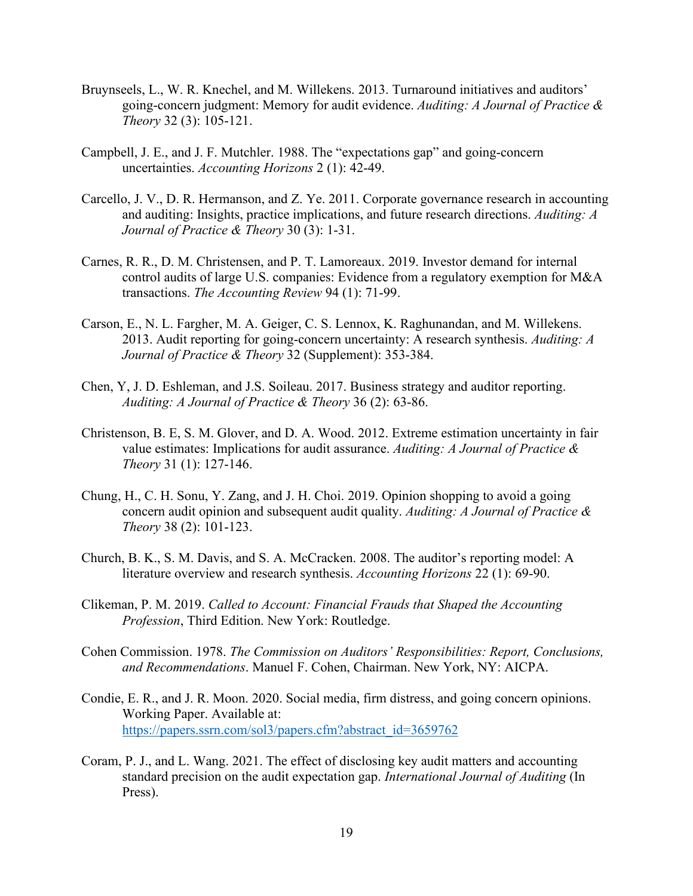Bruynseels, L., W. R. Knechel, and M. Willekens. 2013. Turnaround initiatives and auditors' going-concern judgment: Memory for audit evidence. *Auditing: A Journal of Practice & Theory* 32 (3): 105-121.

Campbell, J. E., and J. F. Mutchler. 1988. The "expectations gap" and going-concern uncertainties. *Accounting Horizons* 2 (1): 42-49.

Carcello, J. V., D. R. Hermanson, and Z. Ye. 2011. Corporate governance research in accounting and auditing: Insights, practice implications, and future research directions. *Auditing: A Journal of Practice & Theory* 30 (3): 1-31.

Carnes, R. R., D. M. Christensen, and P. T. Lamoreaux. 2019. Investor demand for internal control audits of large U.S. companies: Evidence from a regulatory exemption for M&A transactions. *The Accounting Review* 94 (1): 71-99.

Carson, E., N. L. Fargher, M. A. Geiger, C. S. Lennox, K. Raghunandan, and M. Willekens. 2013. Audit reporting for going-concern uncertainty: A research synthesis. *Auditing: A Journal of Practice & Theory* 32 (Supplement): 353-384.

Chen, Y, J. D. Eshleman, and J.S. Soileau. 2017. Business strategy and auditor reporting. *Auditing: A Journal of Practice & Theory* 36 (2): 63-86.

Christenson, B. E, S. M. Glover, and D. A. Wood. 2012. Extreme estimation uncertainty in fair value estimates: Implications for audit assurance. *Auditing: A Journal of Practice & Theory* 31 (1): 127-146.

Chung, H., C. H. Sonu, Y. Zang, and J. H. Choi. 2019. Opinion shopping to avoid a going concern audit opinion and subsequent audit quality. *Auditing: A Journal of Practice & Theory* 38 (2): 101-123.

Church, B. K., S. M. Davis, and S. A. McCracken. 2008. The auditor's reporting model: A literature overview and research synthesis. *Accounting Horizons* 22 (1): 69-90.

Clikeman, P. M. 2019. *Called to Account: Financial Frauds that Shaped the Accounting Profession*, Third Edition. New York: Routledge.

Cohen Commission. 1978. *The Commission on Auditors' Responsibilities: Report, Conclusions, and Recommendations*. Manuel F. Cohen, Chairman. New York, NY: AICPA.

Condie, E. R., and J. R. Moon. 2020. Social media, firm distress, and going concern opinions. Working Paper. Available at: https://papers.ssrn.com/sol3/papers.cfm?abstract_id=3659762

Coram, P. J., and L. Wang. 2021. The effect of disclosing key audit matters and accounting standard precision on the audit expectation gap. *International Journal of Auditing* (In Press).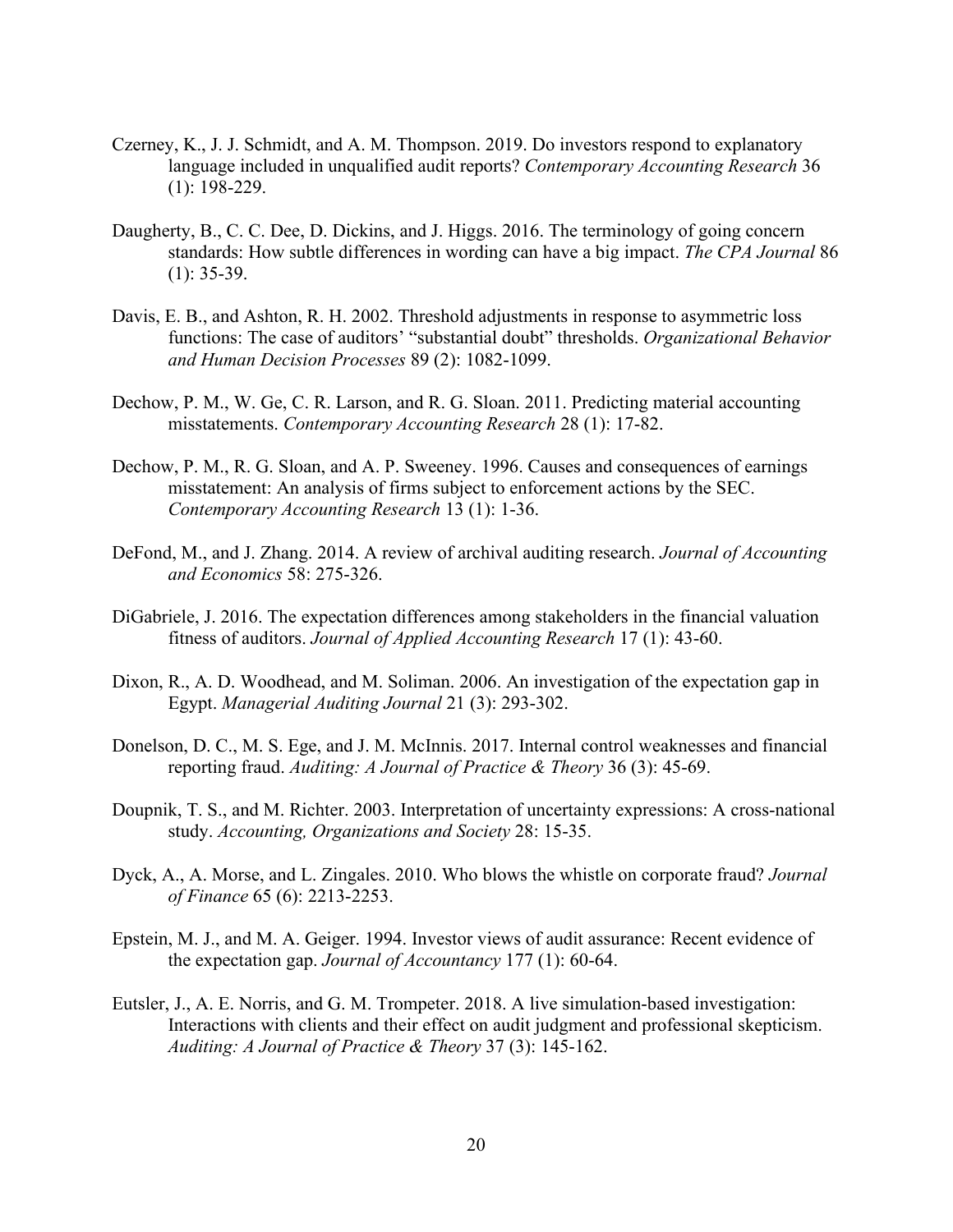Czerney, K., J. J. Schmidt, and A. M. Thompson. 2019. Do investors respond to explanatory language included in unqualified audit reports? *Contemporary Accounting Research* 36 (1): 198-229.

Daugherty, B., C. C. Dee, D. Dickins, and J. Higgs. 2016. The terminology of going concern standards: How subtle differences in wording can have a big impact. *The CPA Journal* 86 (1): 35-39.

Davis, E. B., and Ashton, R. H. 2002. Threshold adjustments in response to asymmetric loss functions: The case of auditors' "substantial doubt" thresholds. *Organizational Behavior and Human Decision Processes* 89 (2): 1082-1099.

Dechow, P. M., W. Ge, C. R. Larson, and R. G. Sloan. 2011. Predicting material accounting misstatements. *Contemporary Accounting Research* 28 (1): 17-82.

Dechow, P. M., R. G. Sloan, and A. P. Sweeney. 1996. Causes and consequences of earnings misstatement: An analysis of firms subject to enforcement actions by the SEC. *Contemporary Accounting Research* 13 (1): 1-36.

DeFond, M., and J. Zhang. 2014. A review of archival auditing research. *Journal of Accounting and Economics* 58: 275-326.

DiGabriele, J. 2016. The expectation differences among stakeholders in the financial valuation fitness of auditors. *Journal of Applied Accounting Research* 17 (1): 43-60.

Dixon, R., A. D. Woodhead, and M. Soliman. 2006. An investigation of the expectation gap in Egypt. *Managerial Auditing Journal* 21 (3): 293-302.

Donelson, D. C., M. S. Ege, and J. M. McInnis. 2017. Internal control weaknesses and financial reporting fraud. *Auditing: A Journal of Practice & Theory* 36 (3): 45-69.

Doupnik, T. S., and M. Richter. 2003. Interpretation of uncertainty expressions: A cross-national study. *Accounting, Organizations and Society* 28: 15-35.

Dyck, A., A. Morse, and L. Zingales. 2010. Who blows the whistle on corporate fraud? *Journal of Finance* 65 (6): 2213-2253.

Epstein, M. J., and M. A. Geiger. 1994. Investor views of audit assurance: Recent evidence of the expectation gap. *Journal of Accountancy* 177 (1): 60-64.

Eutsler, J., A. E. Norris, and G. M. Trompeter. 2018. A live simulation-based investigation: Interactions with clients and their effect on audit judgment and professional skepticism. *Auditing: A Journal of Practice & Theory* 37 (3): 145-162.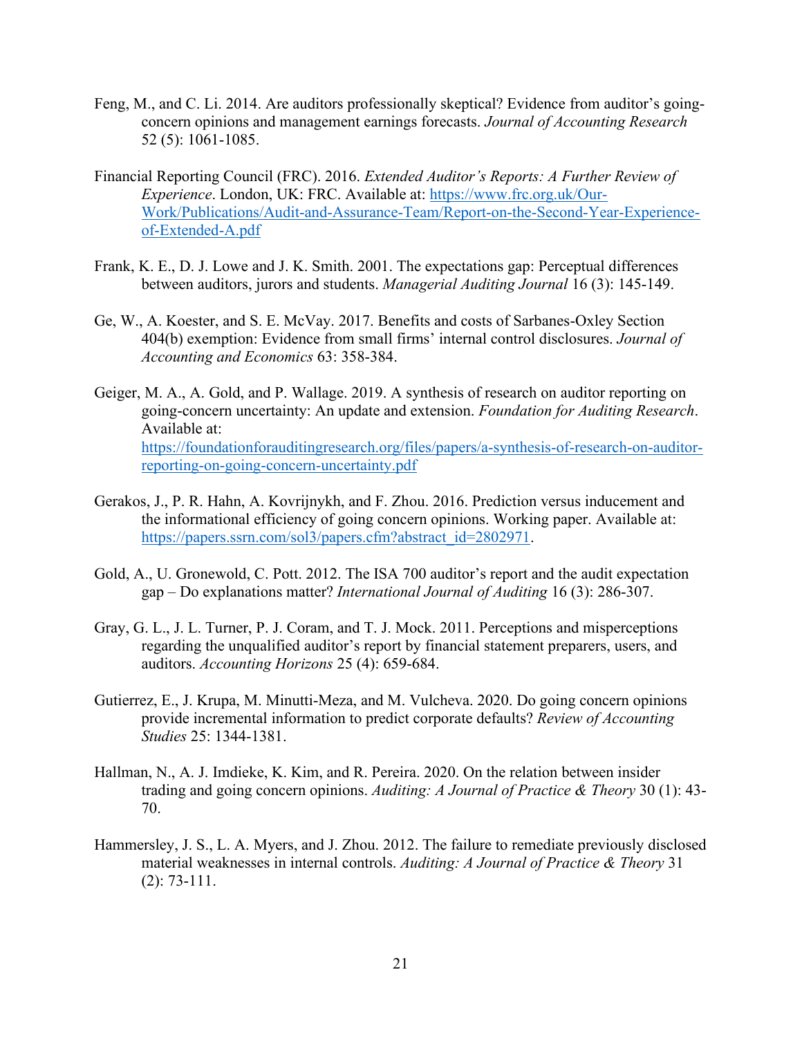Feng, M., and C. Li. 2014. Are auditors professionally skeptical? Evidence from auditor's going-concern opinions and management earnings forecasts. *Journal of Accounting Research* 52 (5): 1061-1085.

Financial Reporting Council (FRC). 2016. *Extended Auditor's Reports: A Further Review of Experience*. London, UK: FRC. Available at: https://www.frc.org.uk/Our-Work/Publications/Audit-and-Assurance-Team/Report-on-the-Second-Year-Experience-of-Extended-A.pdf

Frank, K. E., D. J. Lowe and J. K. Smith. 2001. The expectations gap: Perceptual differences between auditors, jurors and students. *Managerial Auditing Journal* 16 (3): 145-149.

Ge, W., A. Koester, and S. E. McVay. 2017. Benefits and costs of Sarbanes-Oxley Section 404(b) exemption: Evidence from small firms' internal control disclosures. *Journal of Accounting and Economics* 63: 358-384.

Geiger, M. A., A. Gold, and P. Wallage. 2019. A synthesis of research on auditor reporting on going-concern uncertainty: An update and extension. *Foundation for Auditing Research*. Available at: https://foundationforauditingresearch.org/files/papers/a-synthesis-of-research-on-auditor-reporting-on-going-concern-uncertainty.pdf

Gerakos, J., P. R. Hahn, A. Kovrijnykh, and F. Zhou. 2016. Prediction versus inducement and the informational efficiency of going concern opinions. Working paper. Available at: https://papers.ssrn.com/sol3/papers.cfm?abstract_id=2802971.

Gold, A., U. Gronewold, C. Pott. 2012. The ISA 700 auditor's report and the audit expectation gap – Do explanations matter? *International Journal of Auditing* 16 (3): 286-307.

Gray, G. L., J. L. Turner, P. J. Coram, and T. J. Mock. 2011. Perceptions and misperceptions regarding the unqualified auditor's report by financial statement preparers, users, and auditors. *Accounting Horizons* 25 (4): 659-684.

Gutierrez, E., J. Krupa, M. Minutti-Meza, and M. Vulcheva. 2020. Do going concern opinions provide incremental information to predict corporate defaults? *Review of Accounting Studies* 25: 1344-1381.

Hallman, N., A. J. Imdieke, K. Kim, and R. Pereira. 2020. On the relation between insider trading and going concern opinions. *Auditing: A Journal of Practice & Theory* 30 (1): 43-70.

Hammersley, J. S., L. A. Myers, and J. Zhou. 2012. The failure to remediate previously disclosed material weaknesses in internal controls. *Auditing: A Journal of Practice & Theory* 31 (2): 73-111.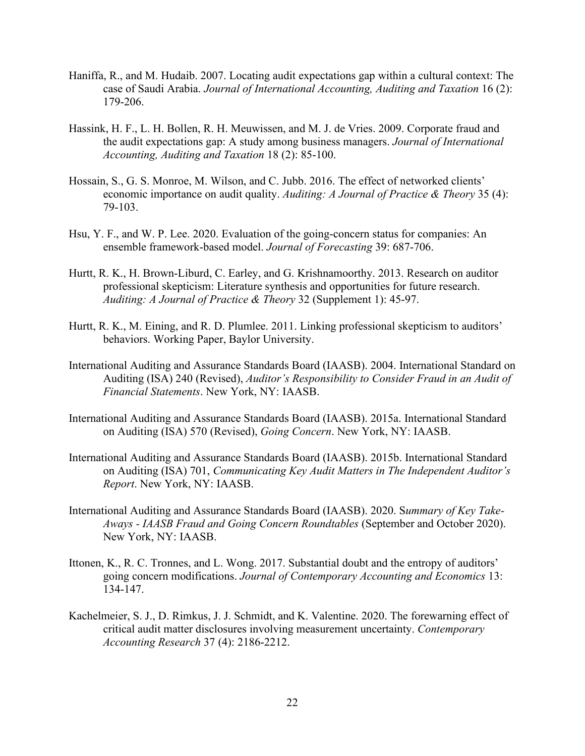Haniffa, R., and M. Hudaib. 2007. Locating audit expectations gap within a cultural context: The case of Saudi Arabia. *Journal of International Accounting, Auditing and Taxation* 16 (2): 179-206.

Hassink, H. F., L. H. Bollen, R. H. Meuwissen, and M. J. de Vries. 2009. Corporate fraud and the audit expectations gap: A study among business managers. *Journal of International Accounting, Auditing and Taxation* 18 (2): 85-100.

Hossain, S., G. S. Monroe, M. Wilson, and C. Jubb. 2016. The effect of networked clients' economic importance on audit quality. *Auditing: A Journal of Practice & Theory* 35 (4): 79-103.

Hsu, Y. F., and W. P. Lee. 2020. Evaluation of the going-concern status for companies: An ensemble framework-based model. *Journal of Forecasting* 39: 687-706.

Hurtt, R. K., H. Brown-Liburd, C. Earley, and G. Krishnamoorthy. 2013. Research on auditor professional skepticism: Literature synthesis and opportunities for future research. *Auditing: A Journal of Practice & Theory* 32 (Supplement 1): 45-97.

Hurtt, R. K., M. Eining, and R. D. Plumlee. 2011. Linking professional skepticism to auditors' behaviors. Working Paper, Baylor University.

International Auditing and Assurance Standards Board (IAASB). 2004. International Standard on Auditing (ISA) 240 (Revised), *Auditor's Responsibility to Consider Fraud in an Audit of Financial Statements*. New York, NY: IAASB.

International Auditing and Assurance Standards Board (IAASB). 2015a. International Standard on Auditing (ISA) 570 (Revised), *Going Concern*. New York, NY: IAASB.

International Auditing and Assurance Standards Board (IAASB). 2015b. International Standard on Auditing (ISA) 701, *Communicating Key Audit Matters in The Independent Auditor's Report*. New York, NY: IAASB.

International Auditing and Assurance Standards Board (IAASB). 2020. S*ummary of Key Take-Aways - IAASB Fraud and Going Concern Roundtables* (September and October 2020). New York, NY: IAASB.

Ittonen, K., R. C. Tronnes, and L. Wong. 2017. Substantial doubt and the entropy of auditors' going concern modifications. *Journal of Contemporary Accounting and Economics* 13: 134-147.

Kachelmeier, S. J., D. Rimkus, J. J. Schmidt, and K. Valentine. 2020. The forewarning effect of critical audit matter disclosures involving measurement uncertainty. *Contemporary Accounting Research* 37 (4): 2186-2212.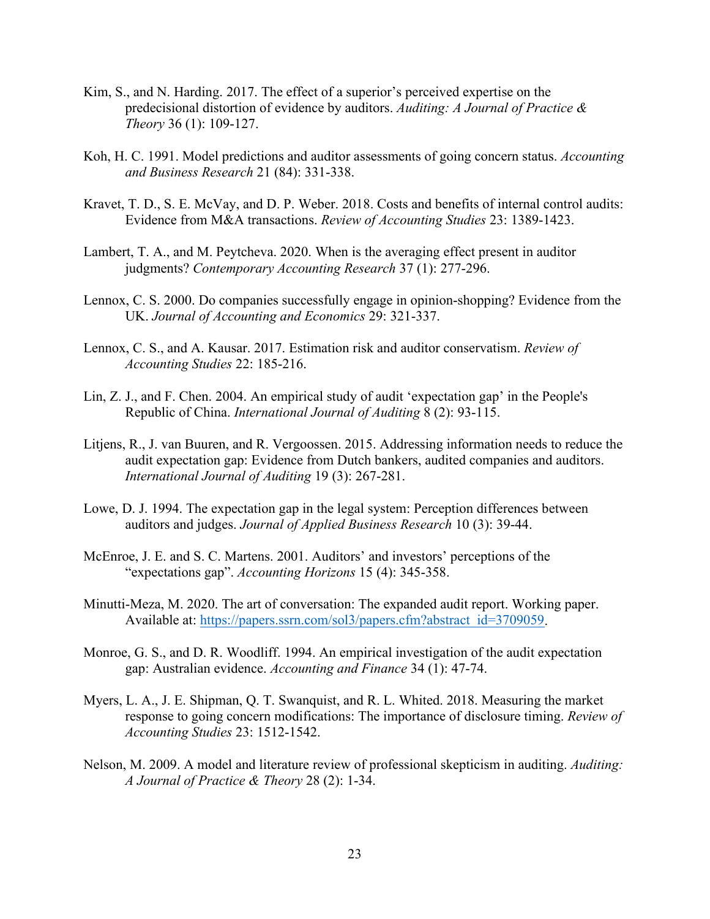Kim, S., and N. Harding. 2017. The effect of a superior's perceived expertise on the predecisional distortion of evidence by auditors. *Auditing: A Journal of Practice & Theory* 36 (1): 109-127.

Koh, H. C. 1991. Model predictions and auditor assessments of going concern status. *Accounting and Business Research* 21 (84): 331-338.

Kravet, T. D., S. E. McVay, and D. P. Weber. 2018. Costs and benefits of internal control audits: Evidence from M&A transactions. *Review of Accounting Studies* 23: 1389-1423.

Lambert, T. A., and M. Peytcheva. 2020. When is the averaging effect present in auditor judgments? *Contemporary Accounting Research* 37 (1): 277-296.

Lennox, C. S. 2000. Do companies successfully engage in opinion-shopping? Evidence from the UK. *Journal of Accounting and Economics* 29: 321-337.

Lennox, C. S., and A. Kausar. 2017. Estimation risk and auditor conservatism. *Review of Accounting Studies* 22: 185-216.

Lin, Z. J., and F. Chen. 2004. An empirical study of audit 'expectation gap' in the People's Republic of China. *International Journal of Auditing* 8 (2): 93-115.

Litjens, R., J. van Buuren, and R. Vergoossen. 2015. Addressing information needs to reduce the audit expectation gap: Evidence from Dutch bankers, audited companies and auditors. *International Journal of Auditing* 19 (3): 267-281.

Lowe, D. J. 1994. The expectation gap in the legal system: Perception differences between auditors and judges. *Journal of Applied Business Research* 10 (3): 39-44.

McEnroe, J. E. and S. C. Martens. 2001. Auditors' and investors' perceptions of the "expectations gap". *Accounting Horizons* 15 (4): 345-358.

Minutti-Meza, M. 2020. The art of conversation: The expanded audit report. Working paper. Available at: https://papers.ssrn.com/sol3/papers.cfm?abstract_id=3709059.

Monroe, G. S., and D. R. Woodliff. 1994. An empirical investigation of the audit expectation gap: Australian evidence. *Accounting and Finance* 34 (1): 47-74.

Myers, L. A., J. E. Shipman, Q. T. Swanquist, and R. L. Whited. 2018. Measuring the market response to going concern modifications: The importance of disclosure timing. *Review of Accounting Studies* 23: 1512-1542.

Nelson, M. 2009. A model and literature review of professional skepticism in auditing. *Auditing: A Journal of Practice & Theory* 28 (2): 1-34.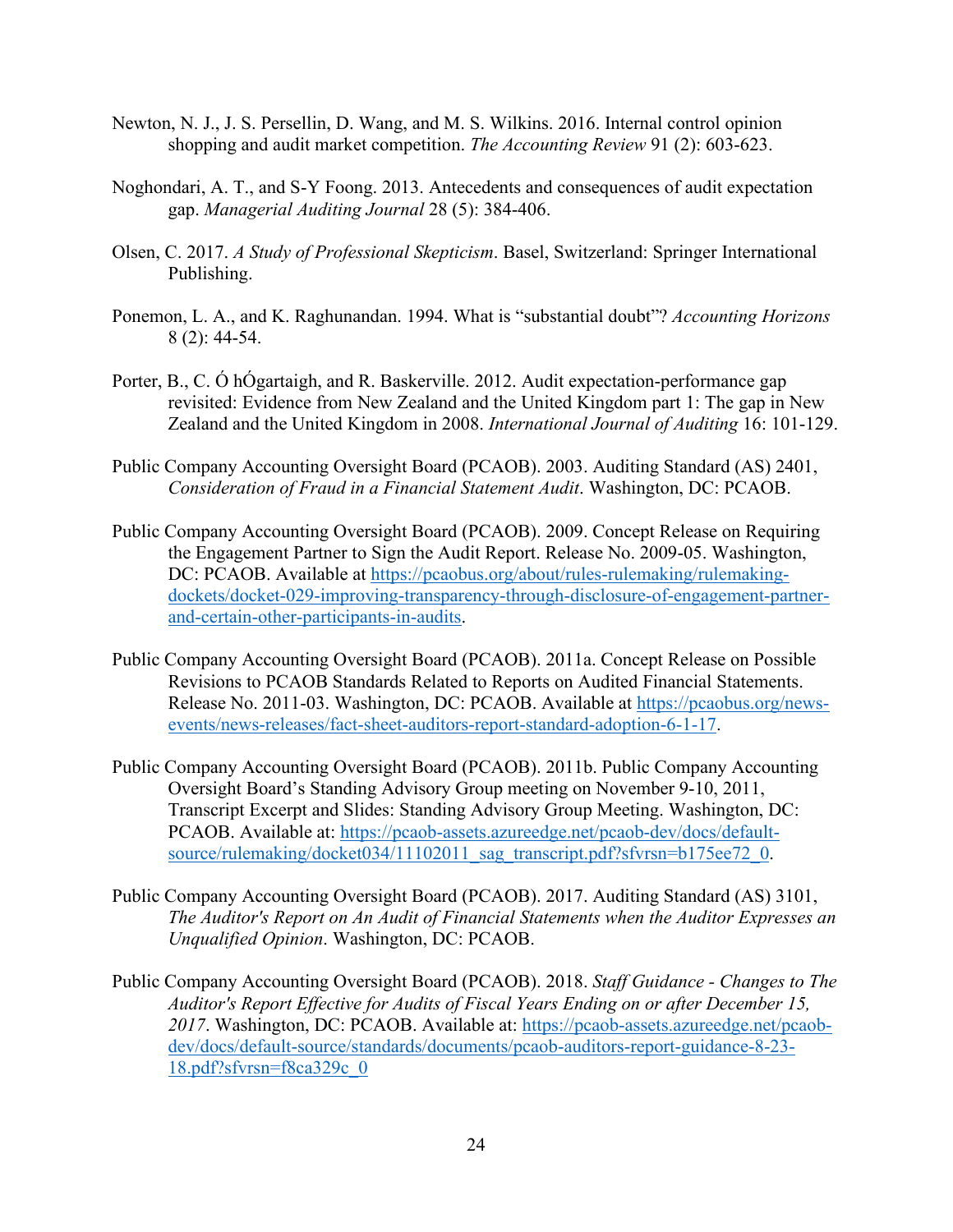Newton, N. J., J. S. Persellin, D. Wang, and M. S. Wilkins. 2016. Internal control opinion shopping and audit market competition. *The Accounting Review* 91 (2): 603-623.

Noghondari, A. T., and S-Y Foong. 2013. Antecedents and consequences of audit expectation gap. *Managerial Auditing Journal* 28 (5): 384-406.

Olsen, C. 2017. *A Study of Professional Skepticism*. Basel, Switzerland: Springer International Publishing.

Ponemon, L. A., and K. Raghunandan. 1994. What is "substantial doubt"? *Accounting Horizons* 8 (2): 44-54.

Porter, B., C. Ó hÓgartaigh, and R. Baskerville. 2012. Audit expectation-performance gap revisited: Evidence from New Zealand and the United Kingdom part 1: The gap in New Zealand and the United Kingdom in 2008. *International Journal of Auditing* 16: 101-129.

Public Company Accounting Oversight Board (PCAOB). 2003. Auditing Standard (AS) 2401, *Consideration of Fraud in a Financial Statement Audit*. Washington, DC: PCAOB.

Public Company Accounting Oversight Board (PCAOB). 2009. Concept Release on Requiring the Engagement Partner to Sign the Audit Report. Release No. 2009-05. Washington, DC: PCAOB. Available at https://pcaobus.org/about/rules-rulemaking/rulemaking-dockets/docket-029-improving-transparency-through-disclosure-of-engagement-partner-and-certain-other-participants-in-audits.

Public Company Accounting Oversight Board (PCAOB). 2011a. Concept Release on Possible Revisions to PCAOB Standards Related to Reports on Audited Financial Statements. Release No. 2011-03. Washington, DC: PCAOB. Available at https://pcaobus.org/news-events/news-releases/fact-sheet-auditors-report-standard-adoption-6-1-17.

Public Company Accounting Oversight Board (PCAOB). 2011b. Public Company Accounting Oversight Board's Standing Advisory Group meeting on November 9-10, 2011, Transcript Excerpt and Slides: Standing Advisory Group Meeting. Washington, DC: PCAOB. Available at: https://pcaob-assets.azureedge.net/pcaob-dev/docs/default-source/rulemaking/docket034/11102011_sag_transcript.pdf?sfvrsn=b175ee72_0.

Public Company Accounting Oversight Board (PCAOB). 2017. Auditing Standard (AS) 3101, *The Auditor's Report on An Audit of Financial Statements when the Auditor Expresses an Unqualified Opinion*. Washington, DC: PCAOB.

Public Company Accounting Oversight Board (PCAOB). 2018. *Staff Guidance - Changes to The Auditor's Report Effective for Audits of Fiscal Years Ending on or after December 15, 2017*. Washington, DC: PCAOB. Available at: https://pcaob-assets.azureedge.net/pcaob-dev/docs/default-source/standards/documents/pcaob-auditors-report-guidance-8-23-18.pdf?sfvrsn=f8ca329c_0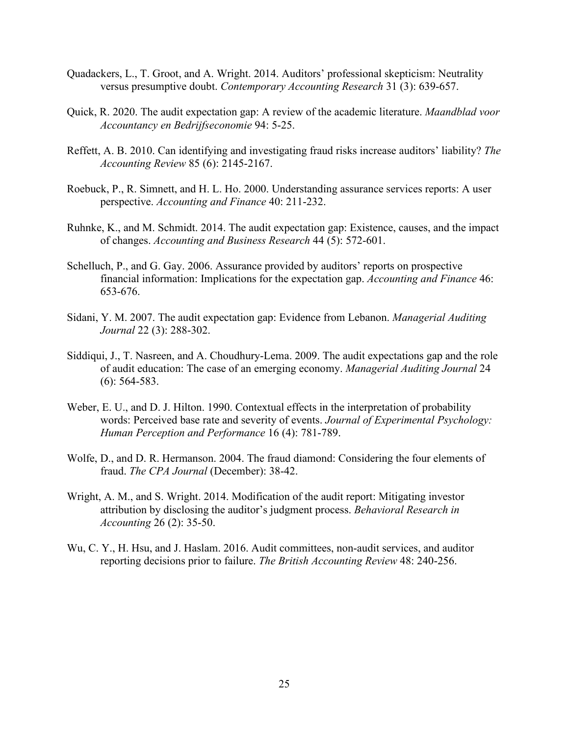Quadackers, L., T. Groot, and A. Wright. 2014. Auditors' professional skepticism: Neutrality versus presumptive doubt. *Contemporary Accounting Research* 31 (3): 639-657.

Quick, R. 2020. The audit expectation gap: A review of the academic literature. *Maandblad voor Accountancy en Bedrijfseconomie* 94: 5-25.

Reffett, A. B. 2010. Can identifying and investigating fraud risks increase auditors' liability? *The Accounting Review* 85 (6): 2145-2167.

Roebuck, P., R. Simnett, and H. L. Ho. 2000. Understanding assurance services reports: A user perspective. *Accounting and Finance* 40: 211-232.

Ruhnke, K., and M. Schmidt. 2014. The audit expectation gap: Existence, causes, and the impact of changes. *Accounting and Business Research* 44 (5): 572-601.

Schelluch, P., and G. Gay. 2006. Assurance provided by auditors' reports on prospective financial information: Implications for the expectation gap. *Accounting and Finance* 46: 653-676.

Sidani, Y. M. 2007. The audit expectation gap: Evidence from Lebanon. *Managerial Auditing Journal* 22 (3): 288-302.

Siddiqui, J., T. Nasreen, and A. Choudhury-Lema. 2009. The audit expectations gap and the role of audit education: The case of an emerging economy. *Managerial Auditing Journal* 24 (6): 564-583.

Weber, E. U., and D. J. Hilton. 1990. Contextual effects in the interpretation of probability words: Perceived base rate and severity of events. *Journal of Experimental Psychology: Human Perception and Performance* 16 (4): 781-789.

Wolfe, D., and D. R. Hermanson. 2004. The fraud diamond: Considering the four elements of fraud. *The CPA Journal* (December): 38-42.

Wright, A. M., and S. Wright. 2014. Modification of the audit report: Mitigating investor attribution by disclosing the auditor's judgment process. *Behavioral Research in Accounting* 26 (2): 35-50.

Wu, C. Y., H. Hsu, and J. Haslam. 2016. Audit committees, non-audit services, and auditor reporting decisions prior to failure. *The British Accounting Review* 48: 240-256.